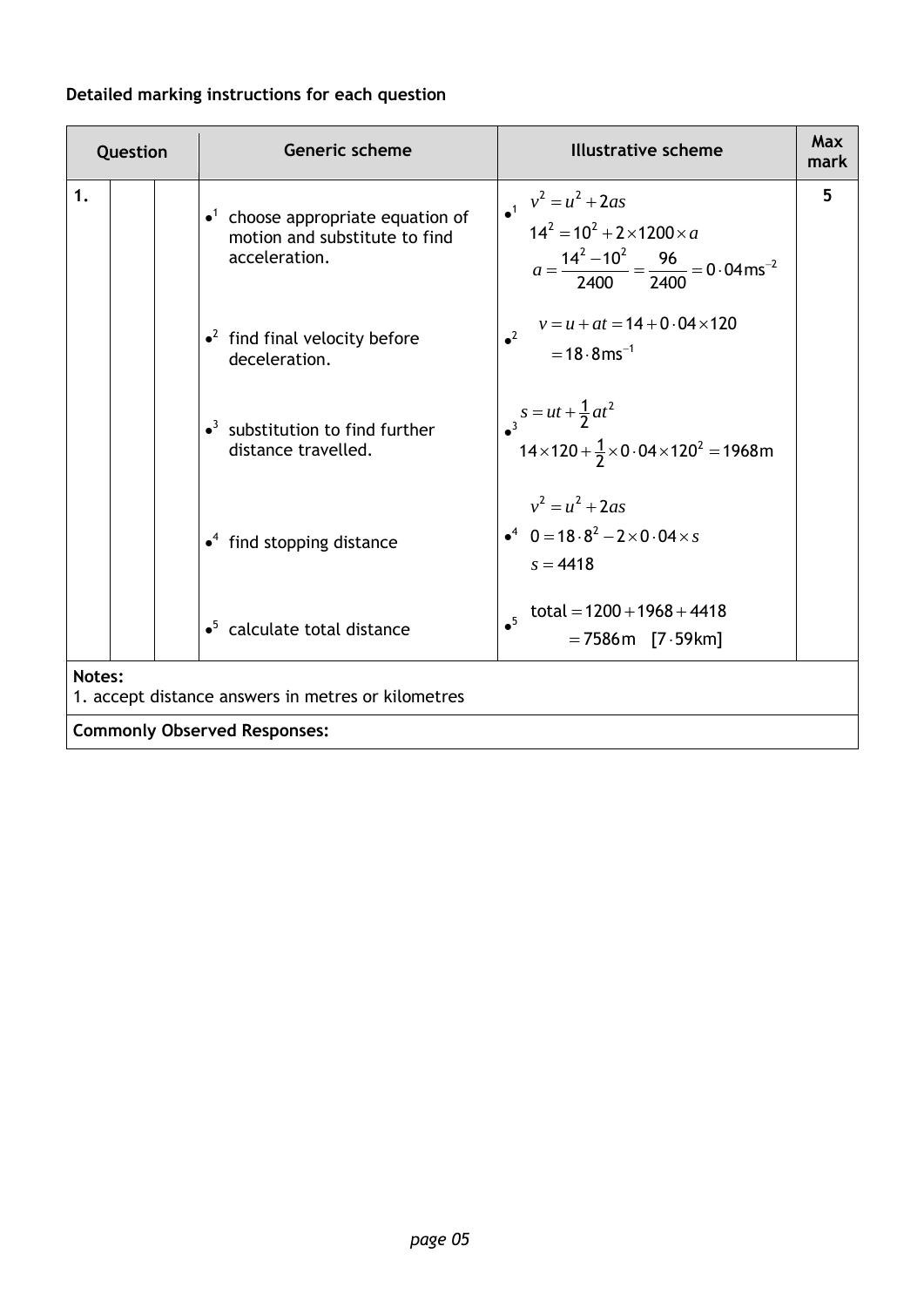**Detailed marking instructions for each question**

| Question | | | Generic scheme | Illustrative scheme | Max mark |
|---|---|---|---|---|---|
| 1. | | | •[1] choose appropriate equation of motion and substitute to find acceleration. | •[1] $v^2 = u^2 + 2as$ <br> $14^2 = 10^2 + 2 \times 1200 \times a$ <br> $a = \frac{14^2 - 10^2}{2400} = \frac{96}{2400} = 0 \cdot 04\,\text{ms}^{-2}$ | 5 |
| | | | •[2] find final velocity before deceleration. | •[2] $v = u + at = 14 + 0 \cdot 04 \times 120$ <br> $= 18 \cdot 8\,\text{ms}^{-1}$ | |
| | | | •[3] substitution to find further distance travelled. | •[3] $s = ut + \frac{1}{2}at^2$ <br> $14 \times 120 + \frac{1}{2} \times 0 \cdot 04 \times 120^2 = 1968\,\text{m}$ | |
| | | | •[4] find stopping distance | •[4] $v^2 = u^2 + 2as$ <br> $0 = 18 \cdot 8^2 - 2 \times 0 \cdot 04 \times s$ <br> $s = 4418$ | |
| | | | •[5] calculate total distance | •[5] total $= 1200 + 1968 + 4418$ <br> $= 7586\,\text{m}$ [$7 \cdot 59\,\text{km}$] | |

**Notes:**
1. accept distance answers in metres or kilometres

**Commonly Observed Responses:**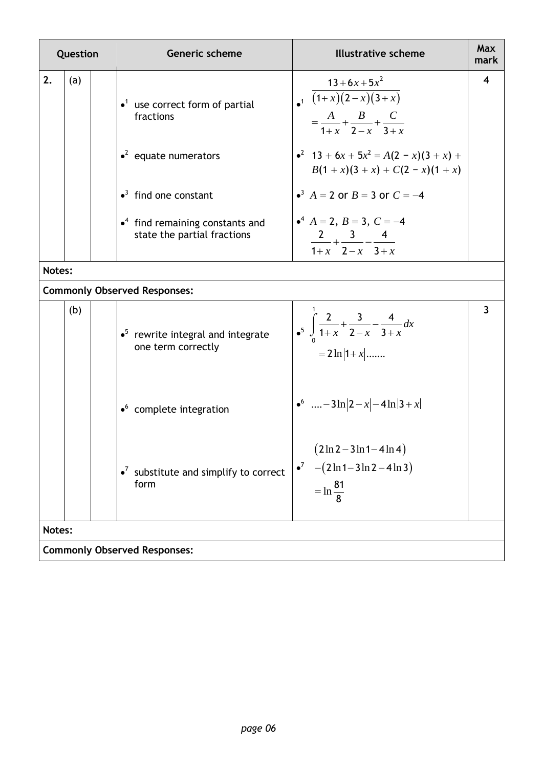| Question | | | Generic scheme | Illustrative scheme | Max mark |
|---|---|---|---|---|---|
| 2. | (a) | | •[1] use correct form of partial fractions | •[1] $\dfrac{13+6x+5x^2}{(1+x)(2-x)(3+x)} = \dfrac{A}{1+x}+\dfrac{B}{2-x}+\dfrac{C}{3+x}$ | 4 |
| | | | •[2] equate numerators | •[2] $13 + 6x + 5x^2 = A(2 - x)(3 + x) + B(1 + x)(3 + x) + C(2 - x)(1 + x)$ | |
| | | | •[3] find one constant | •[3] $A = 2$ or $B = 3$ or $C = -4$ | |
| | | | •[4] find remaining constants and state the partial fractions | •[4] $A = 2,\ B = 3,\ C = -4$ <br> $\dfrac{2}{1+x}+\dfrac{3}{2-x}-\dfrac{4}{3+x}$ | |
| **Notes:** | | | | | |
| **Commonly Observed Responses:** | | | | | |
| | (b) | | •[5] rewrite integral and integrate one term correctly | •[5] $\displaystyle\int_0^1 \frac{2}{1+x}+\frac{3}{2-x}-\frac{4}{3+x}\,dx$ <br> $= 2\ln\lvert 1+x\rvert .......$ | 3 |
| | | | •[6] complete integration | •[6] $....-3\ln\lvert 2-x\rvert-4\ln\lvert 3+x\rvert$ | |
| | | | •[7] substitute and simplify to correct form | •[7] $(2\ln 2-3\ln 1-4\ln 4)$ <br> $-(2\ln 1-3\ln 2-4\ln 3)$ <br> $=\ln\dfrac{81}{8}$ | |
| **Notes:** | | | | | |
| **Commonly Observed Responses:** | | | | | |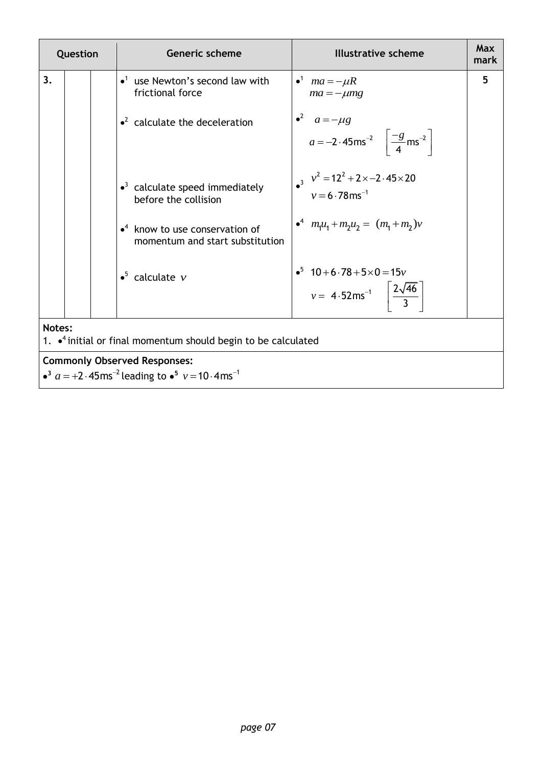| Question | | | Generic scheme | Illustrative scheme | Max mark |
|---|---|---|---|---|---|
| 3. | | | •[1] use Newton's second law with frictional force | •[1] $ma = -\mu R$ <br> $ma = -\mu mg$ | 5 |
| | | | •[2] calculate the deceleration | •[2] $a = -\mu g$ <br> $a = -2 \cdot 45 \text{ms}^{-2}$ $\left[\frac{-g}{4} \text{ms}^{-2}\right]$ | |
| | | | •[3] calculate speed immediately before the collision | •[3] $v^2 = 12^2 + 2 \times -2 \cdot 45 \times 20$ <br> $v = 6 \cdot 78 \text{ms}^{-1}$ | |
| | | | •[4] know to use conservation of momentum and start substitution | •[4] $m_1 u_1 + m_2 u_2 = (m_1 + m_2) v$ | |
| | | | •[5] calculate $v$ | •[5] $10 + 6 \cdot 78 + 5 \times 0 = 15v$ <br> $v = 4 \cdot 52 \text{ms}^{-1}$ $\left[\frac{2\sqrt{46}}{3}\right]$ | |

**Notes:**

1. •[4] initial or final momentum should begin to be calculated

**Commonly Observed Responses:**

•[3] $a = +2 \cdot 45 \text{ms}^{-2}$ leading to •[5] $v = 10 \cdot 4 \text{ms}^{-1}$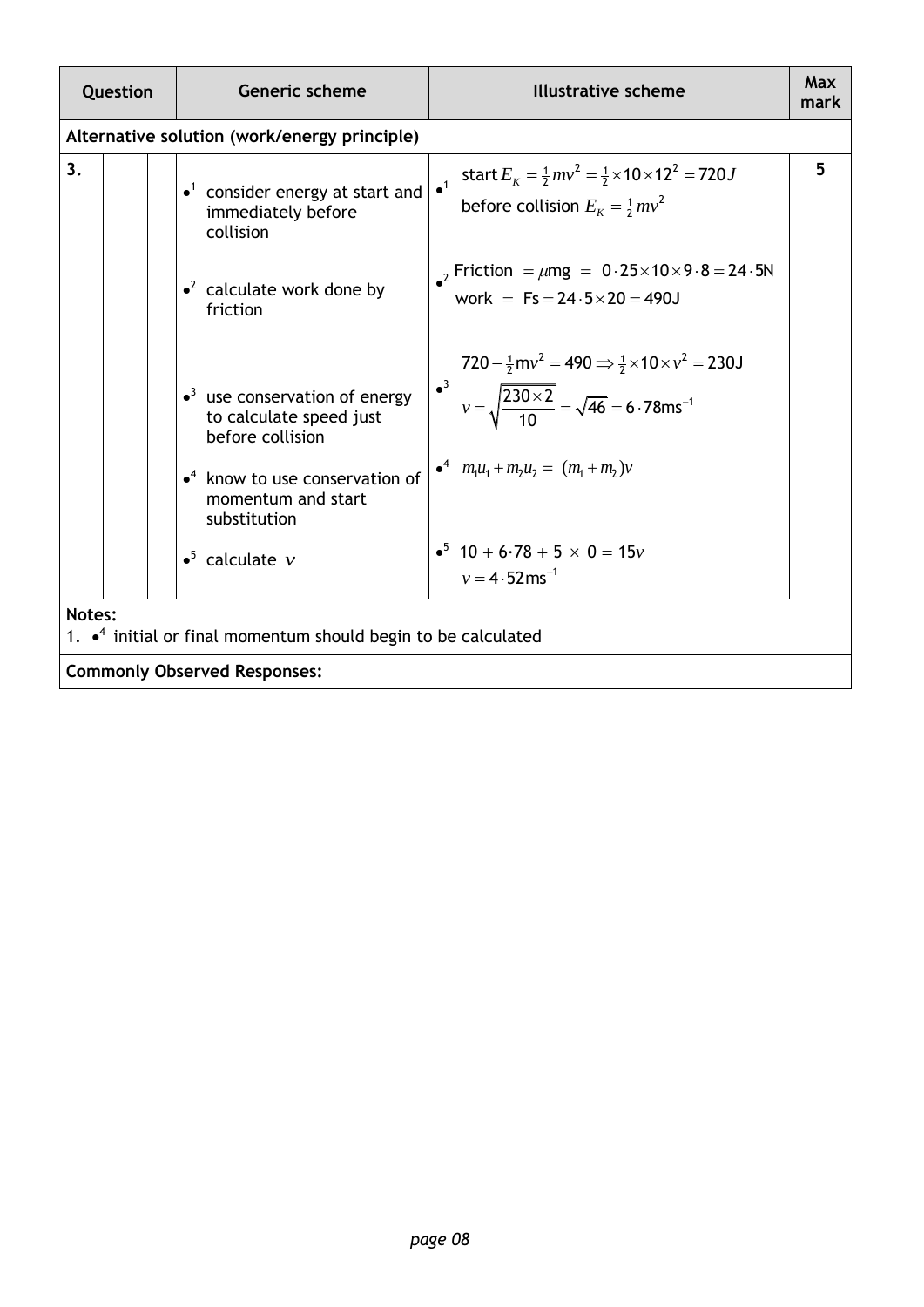| Question | | | Generic scheme | Illustrative scheme | Max mark |
|---|---|---|---|---|---|
| **Alternative solution (work/energy principle)** | | | | | |
| 3. | | | •[1] consider energy at start and immediately before collision | •[1] start $E_K = \frac{1}{2}mv^2 = \frac{1}{2} \times 10 \times 12^2 = 720\,J$ <br> before collision $E_K = \frac{1}{2}mv^2$ | 5 |
| | | | •[2] calculate work done by friction | •[2] Friction $= \mu mg = 0 \cdot 25 \times 10 \times 9 \cdot 8 = 24 \cdot 5\text{N}$ <br> work $= Fs = 24 \cdot 5 \times 20 = 490\text{J}$ | |
| | | | •[3] use conservation of energy to calculate speed just before collision | •[3] $720 - \frac{1}{2}mv^2 = 490 \Rightarrow \frac{1}{2} \times 10 \times v^2 = 230\text{J}$ <br> $v = \sqrt{\frac{230 \times 2}{10}} = \sqrt{46} = 6 \cdot 78\text{ms}^{-1}$ | |
| | | | •[4] know to use conservation of momentum and start substitution | •[4] $m_1u_1 + m_2u_2 = (m_1 + m_2)v$ | |
| | | | •[5] calculate $v$ | •[5] $10 + 6 \cdot 78 + 5 \times 0 = 15v$ <br> $v = 4 \cdot 52\text{ms}^{-1}$ | |

**Notes:**

1. •[4] initial or final momentum should begin to be calculated

**Commonly Observed Responses:**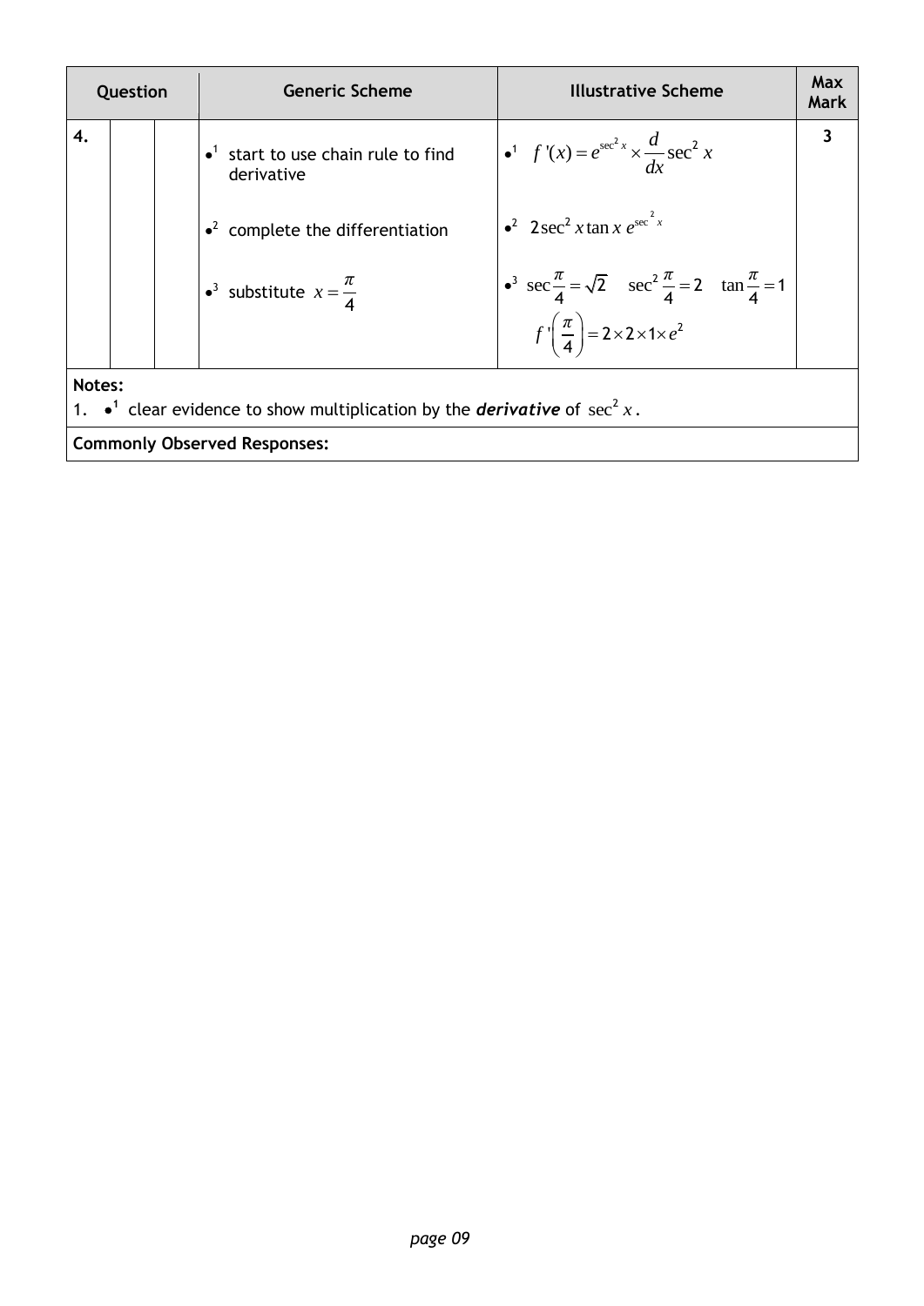| Question | | | Generic Scheme | Illustrative Scheme | Max Mark |
|---|---|---|---|---|---|
| 4. | | | •¹ start to use chain rule to find derivative | •¹ $f'(x) = e^{\sec^2 x} \times \dfrac{d}{dx}\sec^2 x$ | 3 |
| | | | •² complete the differentiation | •² $2\sec^2 x \tan x \, e^{\sec^2 x}$ | |
| | | | •³ substitute $x = \dfrac{\pi}{4}$ | •³ $\sec\dfrac{\pi}{4} = \sqrt{2}$ $\sec^2\dfrac{\pi}{4} = 2$ $\tan\dfrac{\pi}{4} = 1$ $f'\left(\dfrac{\pi}{4}\right) = 2 \times 2 \times 1 \times e^2$ | |

**Notes:**

1. •¹ clear evidence to show multiplication by the ***derivative*** of $\sec^2 x$.

**Commonly Observed Responses:**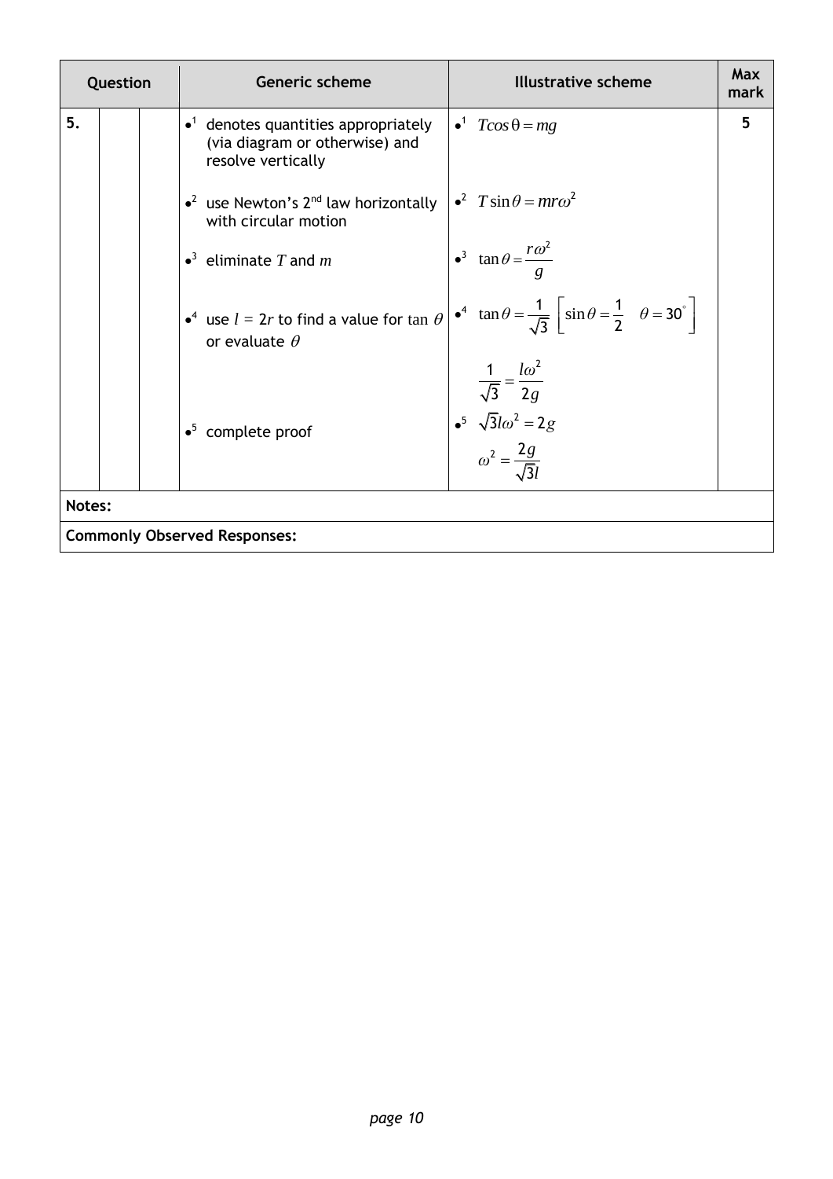| Question | | | Generic scheme | Illustrative scheme | Max mark |
|---|---|---|---|---|---|
| 5. | | | •1 denotes quantities appropriately (via diagram or otherwise) and resolve vertically | •1 $T\cos\theta = mg$ | 5 |
| | | | •2 use Newton's 2nd law horizontally with circular motion | •2 $T\sin\theta = mr\omega^2$ | |
| | | | •3 eliminate $T$ and $m$ | •3 $\tan\theta = \dfrac{r\omega^2}{g}$ | |
| | | | •4 use $l = 2r$ to find a value for $\tan\theta$ or evaluate $\theta$ | •4 $\tan\theta = \dfrac{1}{\sqrt{3}}$ $\left[\sin\theta = \dfrac{1}{2} \quad \theta = 30^\circ\right]$ | |
| | | | | $\dfrac{1}{\sqrt{3}} = \dfrac{l\omega^2}{2g}$ | |
| | | | •5 complete proof | •5 $\sqrt{3}l\omega^2 = 2g$ | |
| | | | | $\omega^2 = \dfrac{2g}{\sqrt{3}l}$ | |
| **Notes:** | | | | | |
| **Commonly Observed Responses:** | | | | | |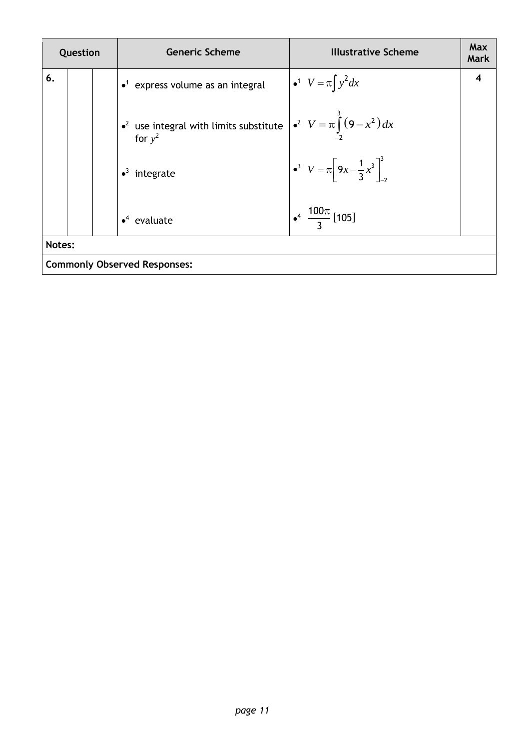| Question | | | Generic Scheme | Illustrative Scheme | Max Mark |
|---|---|---|---|---|---|
| 6. | | | •[1] express volume as an integral | •[1] $V = \pi\int y^2 dx$ | 4 |
| | | | •[2] use integral with limits substitute for $y^2$ | •[2] $V = \pi\int_{-2}^{3}(9 - x^2)dx$ | |
| | | | •[3] integrate | •[3] $V = \pi\left[9x - \frac{1}{3}x^3\right]_{-2}^{3}$ | |
| | | | •[4] evaluate | •[4] $\frac{100\pi}{3}$ [105] | |

**Notes:**

**Commonly Observed Responses:**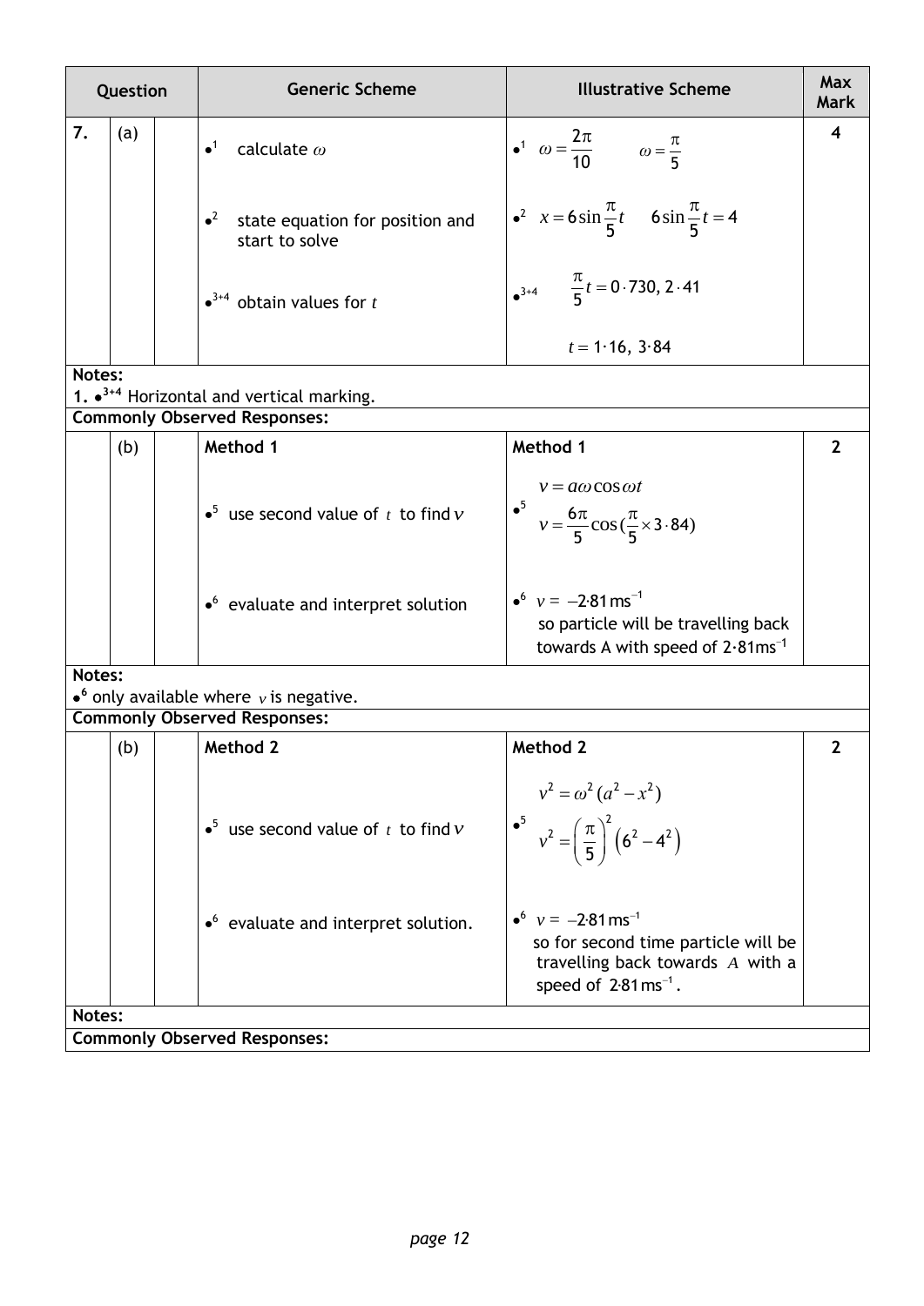| Question | | | Generic Scheme | Illustrative Scheme | Max Mark |
|---|---|---|---|---|---|
| 7. | (a) | | •[1] calculate $\omega$ | •[1] $\omega = \frac{2\pi}{10}$ $\omega = \frac{\pi}{5}$ | 4 |
| | | | •[2] state equation for position and start to solve | •[2] $x = 6\sin\frac{\pi}{5}t$ $6\sin\frac{\pi}{5}t = 4$ | |
| | | | •[3+4] obtain values for $t$ | •[3+4] $\frac{\pi}{5}t = 0\cdot730,\ 2\cdot41$ <br> $t = 1\cdot16,\ 3\cdot84$ | |
| **Notes:** <br> **1.** •[3+4] Horizontal and vertical marking. | | | | | |
| **Commonly Observed Responses:** | | | | | |
| | (b) | | **Method 1** | **Method 1** | 2 |
| | | | •[5] use second value of $t$ to find $v$ | •[5] $v = a\omega\cos\omega t$ <br> $v = \frac{6\pi}{5}\cos(\frac{\pi}{5}\times 3\cdot84)$ | |
| | | | •[6] evaluate and interpret solution | •[6] $v = -2{\cdot}81\,\text{ms}^{-1}$ <br> so particle will be travelling back towards A with speed of $2\cdot81\text{ms}^{-1}$ | |
| **Notes:** <br> •[6] only available where $v$ is negative. | | | | | |
| **Commonly Observed Responses:** | | | | | |
| | (b) | | **Method 2** | **Method 2** | 2 |
| | | | •[5] use second value of $t$ to find $v$ | •[5] $v^2 = \omega^2(a^2 - x^2)$ <br> $v^2 = \left(\frac{\pi}{5}\right)^2\left(6^2 - 4^2\right)$ | |
| | | | •[6] evaluate and interpret solution. | •[6] $v = -2{\cdot}81\,\text{ms}^{-1}$ <br> so for second time particle will be travelling back towards $A$ with a speed of $2{\cdot}81\,\text{ms}^{-1}$. | |
| **Notes:** | | | | | |
| **Commonly Observed Responses:** | | | | | |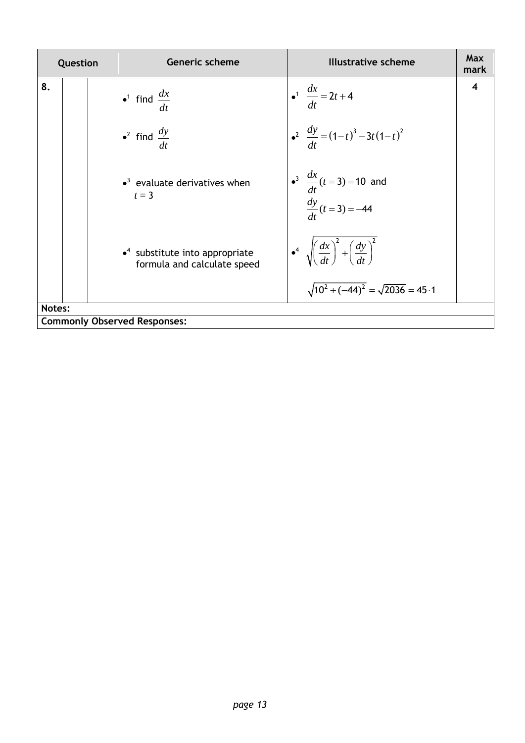| Question | | | Generic scheme | Illustrative scheme | Max mark |
|---|---|---|---|---|---|
| 8. | | | •¹ find $\frac{dx}{dt}$ | •¹ $\frac{dx}{dt} = 2t + 4$ | 4 |
| | | | •² find $\frac{dy}{dt}$ | •² $\frac{dy}{dt} = (1-t)^3 - 3t(1-t)^2$ | |
| | | | •³ evaluate derivatives when $t = 3$ | •³ $\frac{dx}{dt}(t=3) = 10$ and $\frac{dy}{dt}(t=3) = -44$ | |
| | | | •⁴ substitute into appropriate formula and calculate speed | •⁴ $\sqrt{\left(\frac{dx}{dt}\right)^2 + \left(\frac{dy}{dt}\right)^2}$ $\sqrt{10^2 + (-44)^2} = \sqrt{2036} = 45 \cdot 1$ | |

**Notes:**

**Commonly Observed Responses:**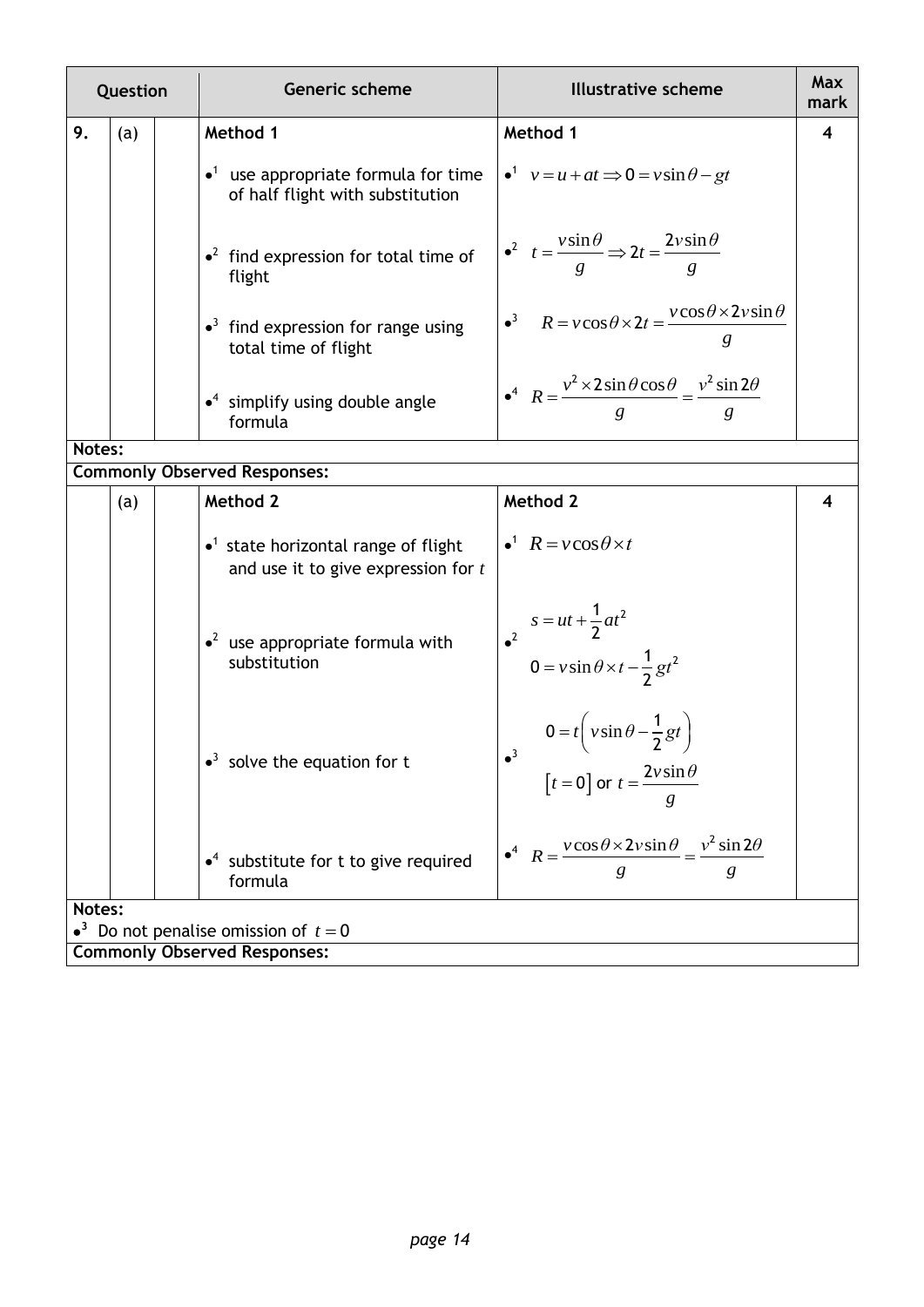| Question | | | Generic scheme | Illustrative scheme | Max mark |
|---|---|---|---|---|---|
| 9. | (a) | | **Method 1** | **Method 1** | 4 |
| | | | •[1] use appropriate formula for time of half flight with substitution | •[1] $v = u + at \Rightarrow 0 = v\sin\theta - gt$ | |
| | | | •[2] find expression for total time of flight | •[2] $t = \dfrac{v\sin\theta}{g} \Rightarrow 2t = \dfrac{2v\sin\theta}{g}$ | |
| | | | •[3] find expression for range using total time of flight | •[3] $R = v\cos\theta \times 2t = \dfrac{v\cos\theta \times 2v\sin\theta}{g}$ | |
| | | | •[4] simplify using double angle formula | •[4] $R = \dfrac{v^2 \times 2\sin\theta\cos\theta}{g} = \dfrac{v^2\sin 2\theta}{g}$ | |

**Notes:**

**Commonly Observed Responses:**

| Question | | | Generic scheme | Illustrative scheme | Max mark |
|---|---|---|---|---|---|
| | (a) | | **Method 2** | **Method 2** | 4 |
| | | | •[1] state horizontal range of flight and use it to give expression for $t$ | •[1] $R = v\cos\theta \times t$ | |
| | | | •[2] use appropriate formula with substitution | •[2] $s = ut + \dfrac{1}{2}at^2$ <br> $0 = v\sin\theta \times t - \dfrac{1}{2}gt^2$ | |
| | | | •[3] solve the equation for t | •[3] $0 = t\left(v\sin\theta - \dfrac{1}{2}gt\right)$ <br> $[t = 0]$ or $t = \dfrac{2v\sin\theta}{g}$ | |
| | | | •[4] substitute for t to give required formula | •[4] $R = \dfrac{v\cos\theta \times 2v\sin\theta}{g} = \dfrac{v^2\sin 2\theta}{g}$ | |

**Notes:**

•[3] Do not penalise omission of $t = 0$

**Commonly Observed Responses:**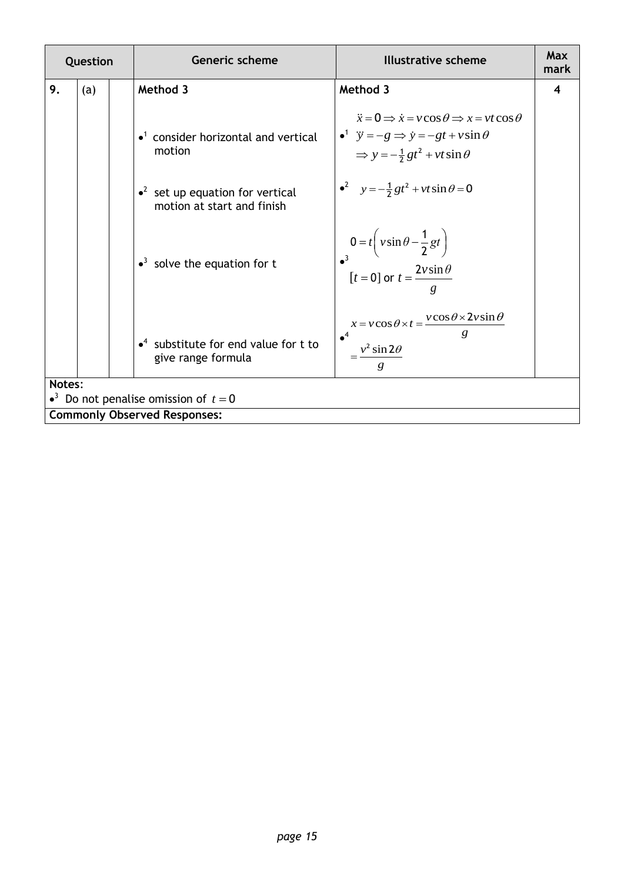| Question | | | Generic scheme | Illustrative scheme | Max mark |
|---|---|---|---|---|---|
| 9. | (a) | | **Method 3** | **Method 3** | 4 |
| | | | •¹ consider horizontal and vertical motion | •¹ $\ddot{x} = 0 \Rightarrow \dot{x} = v\cos\theta \Rightarrow x = vt\cos\theta$ <br> $\ddot{y} = -g \Rightarrow \dot{y} = -gt + v\sin\theta$ <br> $\Rightarrow y = -\frac{1}{2}gt^2 + vt\sin\theta$ | |
| | | | •² set up equation for vertical motion at start and finish | •² $y = -\frac{1}{2}gt^2 + vt\sin\theta = 0$ | |
| | | | •³ solve the equation for t | •³ $0 = t\left(v\sin\theta - \frac{1}{2}gt\right)$ <br> $[t = 0]$ or $t = \frac{2v\sin\theta}{g}$ | |
| | | | •⁴ substitute for end value for t to give range formula | •⁴ $x = v\cos\theta \times t = \frac{v\cos\theta \times 2v\sin\theta}{g}$ <br> $= \frac{v^2\sin 2\theta}{g}$ | |

**Notes:**

•³ Do not penalise omission of $t = 0$

**Commonly Observed Responses:**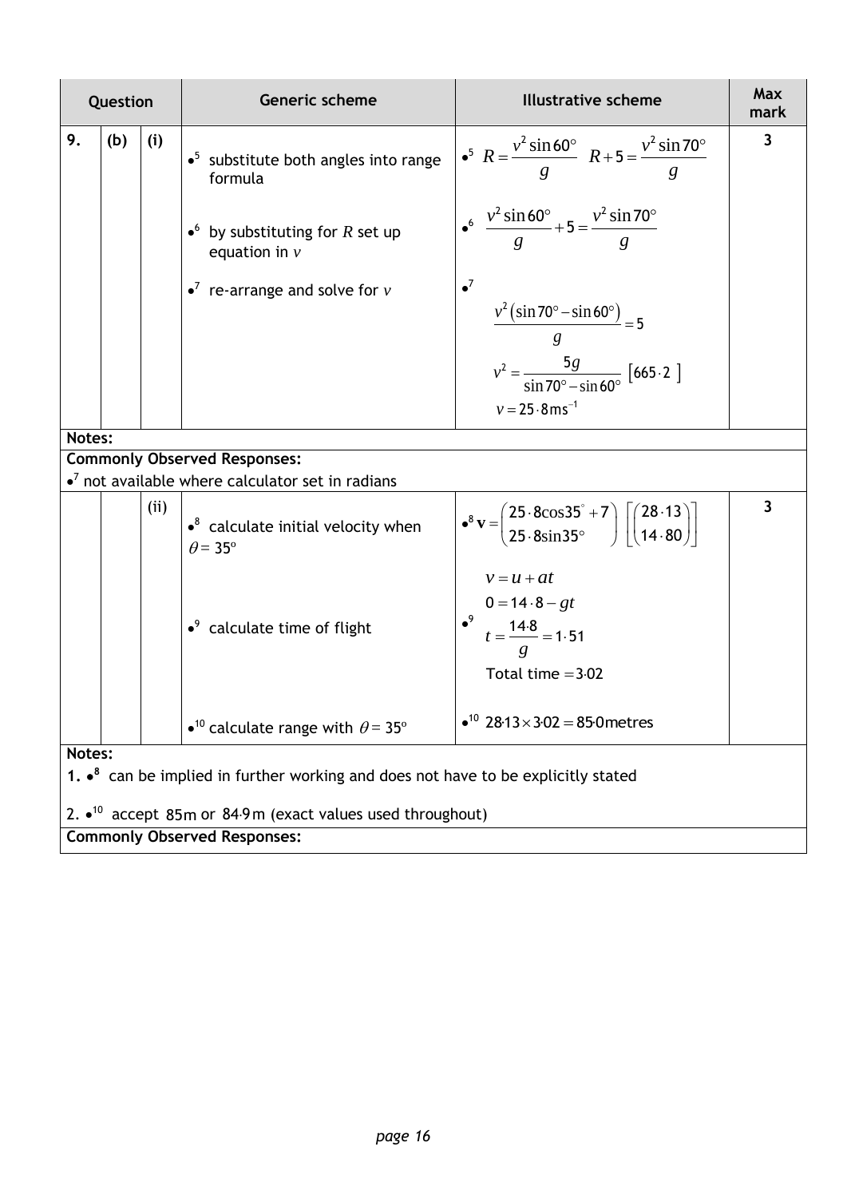| Question | | | Generic scheme | Illustrative scheme | Max mark |
|---|---|---|---|---|---|
| 9. | (b) | (i) | •[5] substitute both angles into range formula | •[5] $R = \frac{v^2 \sin 60^\circ}{g} \quad R + 5 = \frac{v^2 \sin 70^\circ}{g}$ | 3 |
| | | | •[6] by substituting for $R$ set up equation in $v$ | •[6] $\frac{v^2 \sin 60^\circ}{g} + 5 = \frac{v^2 \sin 70^\circ}{g}$ | |
| | | | •[7] re-arrange and solve for $v$ | •[7] $\frac{v^2 \left(\sin 70^\circ - \sin 60^\circ\right)}{g} = 5$ <br> $v^2 = \frac{5g}{\sin 70^\circ - \sin 60^\circ}$ [665·2] <br> $v = 25 \cdot 8 \text{ms}^{-1}$ | |

**Notes:**

**Commonly Observed Responses:**

•[7] not available where calculator set in radians

| Question | | | Generic scheme | Illustrative scheme | Max mark |
|---|---|---|---|---|---|
| | | (ii) | •[8] calculate initial velocity when $\theta = 35^\circ$ | •[8] $\mathbf{v} = \begin{pmatrix} 25 \cdot 8\cos 35^\circ + 7 \\ 25 \cdot 8\sin 35^\circ \end{pmatrix} \left[\begin{pmatrix} 28 \cdot 13 \\ 14 \cdot 80 \end{pmatrix}\right]$ | 3 |
| | | | •[9] calculate time of flight | •[9] $v = u + at$ <br> $0 = 14 \cdot 8 - gt$ <br> $t = \frac{14 \cdot 8}{g} = 1 \cdot 51$ <br> Total time $= 3 \cdot 02$ | |
| | | | •[10] calculate range with $\theta = 35^\circ$ | •[10] $28 \cdot 13 \times 3 \cdot 02 = 85 \cdot 0$ metres | |

**Notes:**

1. •[8] can be implied in further working and does not have to be explicitly stated

2. •[10] accept 85m or 84·9m (exact values used throughout)

**Commonly Observed Responses:**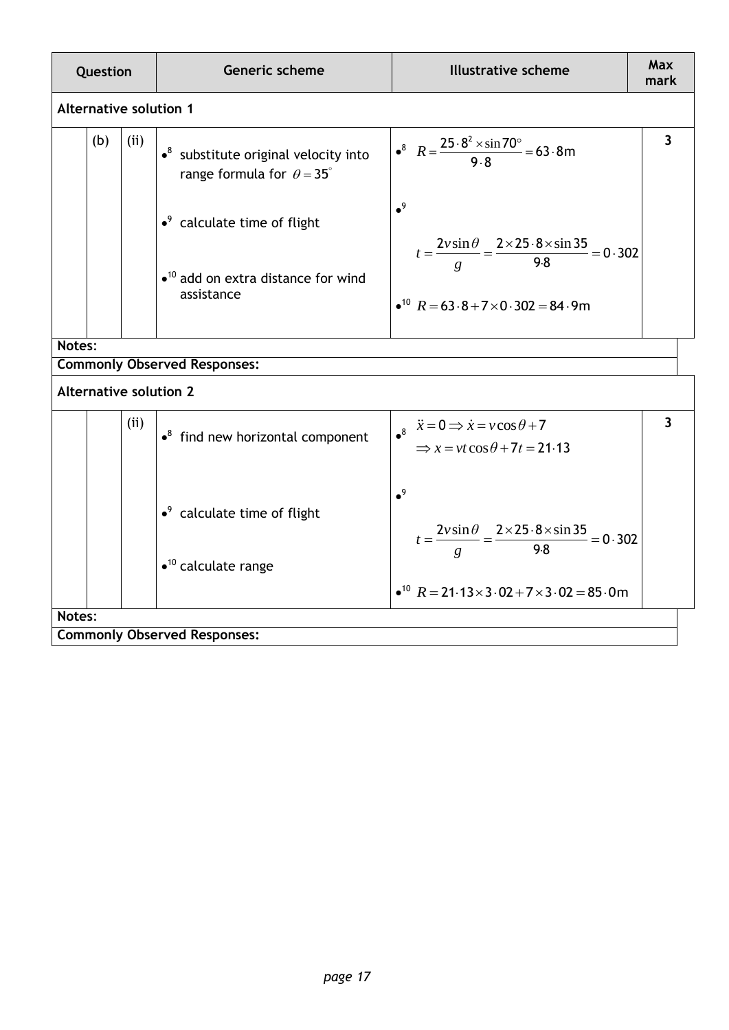| Question | | | Generic scheme | Illustrative scheme | Max mark |
|---|---|---|---|---|---|
| **Alternative solution 1** | | | | | |
| | (b) | (ii) | •[8] substitute original velocity into range formula for $\theta = 35^{\circ}$<br><br>•[9] calculate time of flight<br><br>•[10] add on extra distance for wind assistance | •[8] $R = \frac{25 \cdot 8^2 \times \sin 70^{\circ}}{9 \cdot 8} = 63 \cdot 8\text{m}$<br><br>•[9] $t = \frac{2v\sin\theta}{g} = \frac{2 \times 25 \cdot 8 \times \sin 35}{9 \cdot 8} = 0 \cdot 302$<br><br>•[10] $R = 63 \cdot 8 + 7 \times 0 \cdot 302 = 84 \cdot 9\text{m}$ | 3 |
| **Notes:** | | | | | |
| **Commonly Observed Responses:** | | | | | |
| **Alternative solution 2** | | | | | |
| | | (ii) | •[8] find new horizontal component<br><br>•[9] calculate time of flight<br><br>•[10] calculate range | •[8] $\ddot{x} = 0 \Rightarrow \dot{x} = v\cos\theta + 7$<br>$\Rightarrow x = vt\cos\theta + 7t = 21 \cdot 13$<br><br>•[9] $t = \frac{2v\sin\theta}{g} = \frac{2 \times 25 \cdot 8 \times \sin 35}{9 \cdot 8} = 0 \cdot 302$<br><br>•[10] $R = 21 \cdot 13 \times 3 \cdot 02 + 7 \times 3 \cdot 02 = 85 \cdot 0\text{m}$ | 3 |
| **Notes:** | | | | | |
| **Commonly Observed Responses:** | | | | | |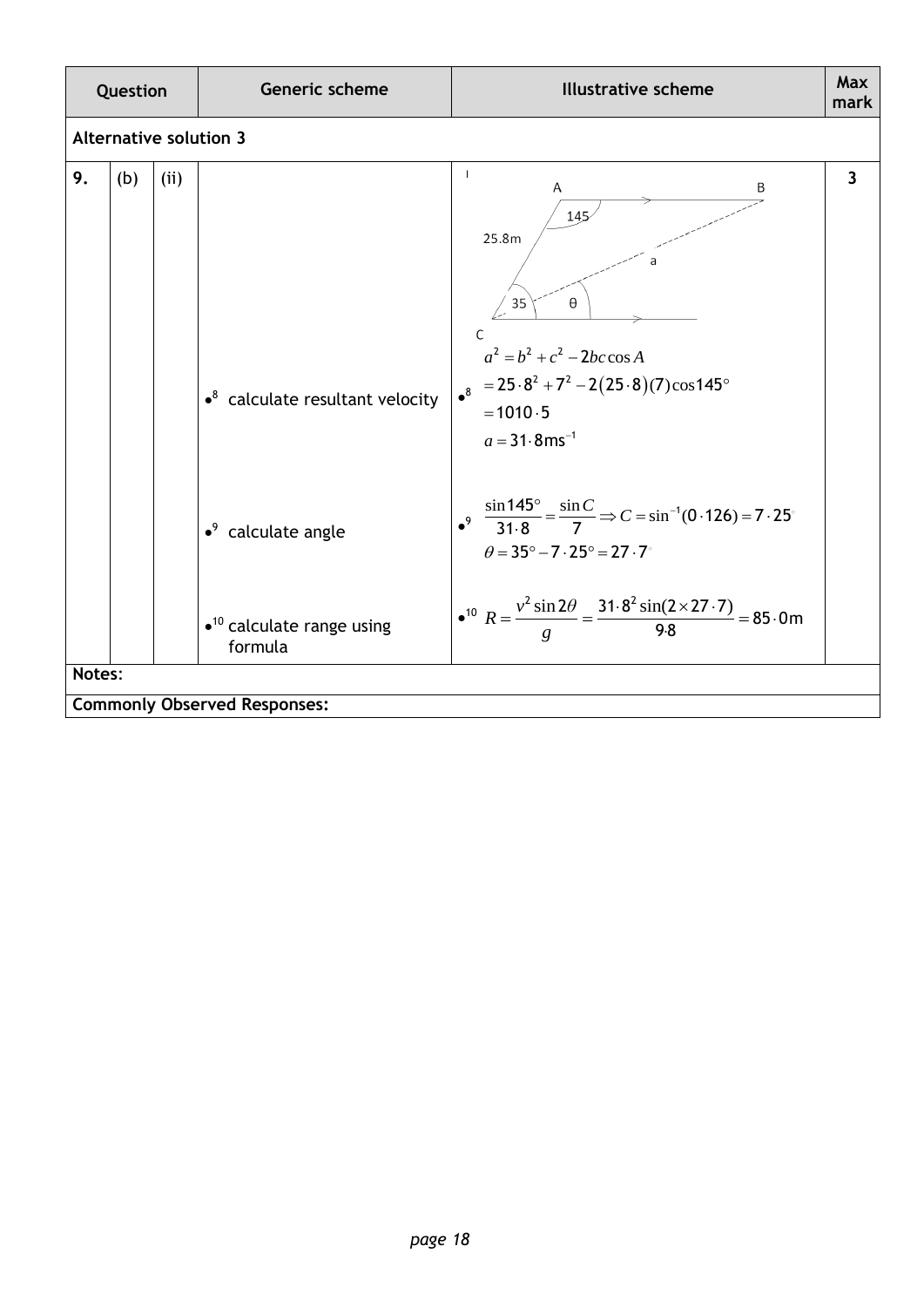| Question | | | Generic scheme | Illustrative scheme | Max mark |
|---|---|---|---|---|---|
| **Alternative solution 3** | | | | | |
| 9. | (b) | (ii) | | A, B, 145, 25.8m, a, 35, θ, C | 3 |
| | | | •[8] calculate resultant velocity | $a^2 = b^2 + c^2 - 2bc\cos A$<br>•[8] $= 25\cdot8^2 + 7^2 - 2(25\cdot8)(7)\cos 145°$<br>$= 1010\cdot5$<br>$a = 31\cdot8\,\text{ms}^{-1}$ | |
| | | | •[9] calculate angle | •[9] $\dfrac{\sin 145°}{31\cdot8} = \dfrac{\sin C}{7} \Rightarrow C = \sin^{-1}(0\cdot126) = 7\cdot25°$<br>$\theta = 35° - 7\cdot25° = 27\cdot7°$ | |
| | | | •[10] calculate range using formula | •[10] $R = \dfrac{v^2 \sin 2\theta}{g} = \dfrac{31\cdot8^2 \sin(2\times27\cdot7)}{9\cdot8} = 85\cdot0\text{m}$ | |

**Notes:**

**Commonly Observed Responses:**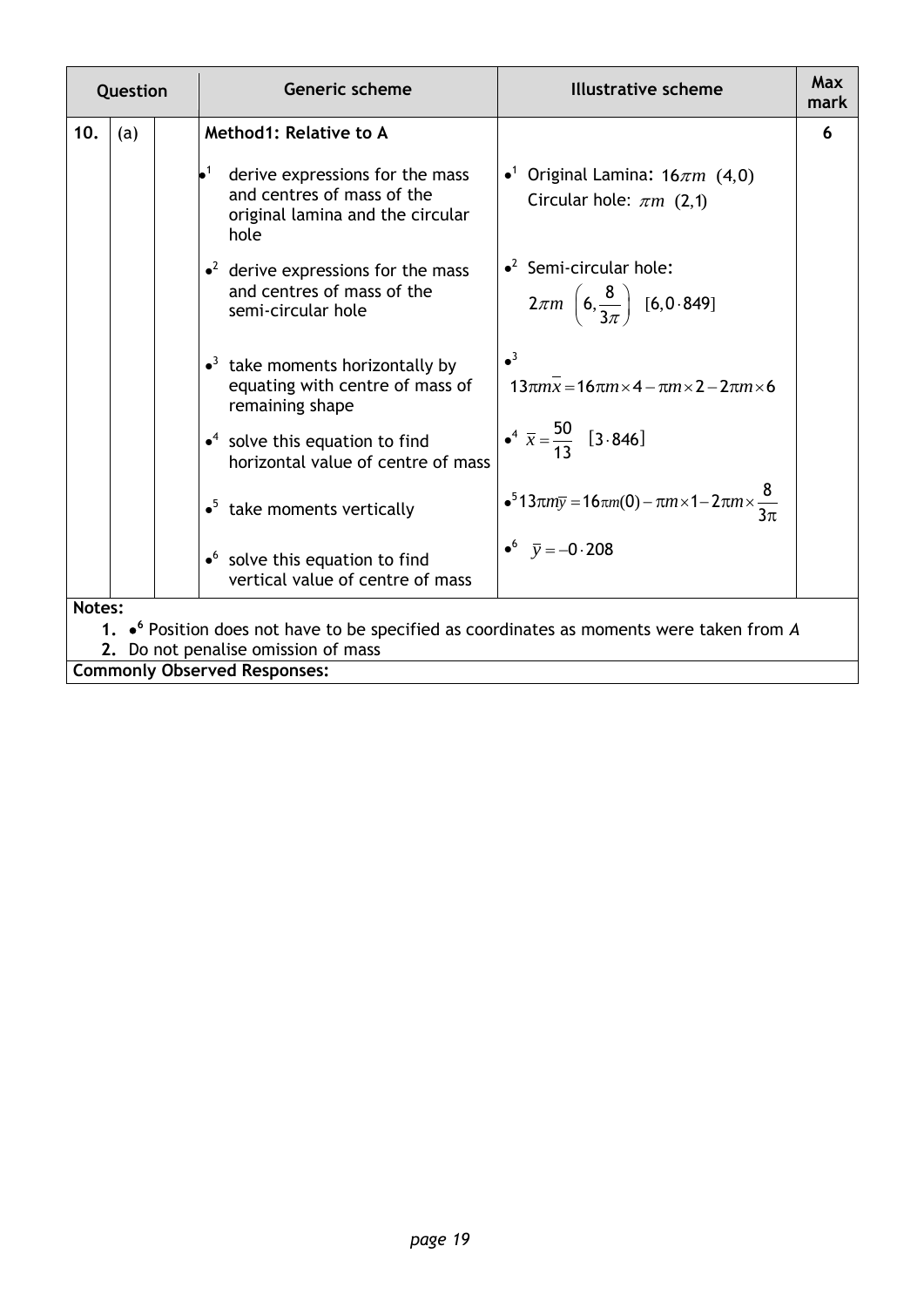| Question | | | Generic scheme | Illustrative scheme | Max mark |
|---|---|---|---|---|---|
| 10. | (a) | | **Method1: Relative to A** | | 6 |
| | | | •[1] derive expressions for the mass and centres of mass of the original lamina and the circular hole | •[1] Original Lamina: $16\pi m$ $(4,0)$ Circular hole: $\pi m$ $(2,1)$ | |
| | | | •[2] derive expressions for the mass and centres of mass of the semi-circular hole | •[2] Semi-circular hole: $2\pi m$ $\left(6, \frac{8}{3\pi}\right)$ $[6, 0\cdot849]$ | |
| | | | •[3] take moments horizontally by equating with centre of mass of remaining shape | •[3] $13\pi m\bar{x} = 16\pi m \times 4 - \pi m \times 2 - 2\pi m \times 6$ | |
| | | | •[4] solve this equation to find horizontal value of centre of mass | •[4] $\bar{x} = \frac{50}{13}$ $[3\cdot846]$ | |
| | | | •[5] take moments vertically | •[5] $13\pi m\bar{y} = 16\pi m(0) - \pi m \times 1 - 2\pi m \times \frac{8}{3\pi}$ | |
| | | | •[6] solve this equation to find vertical value of centre of mass | •[6] $\bar{y} = -0\cdot208$ | |

**Notes:**

1. •[6] Position does not have to be specified as coordinates as moments were taken from *A*
2. Do not penalise omission of mass

**Commonly Observed Responses:**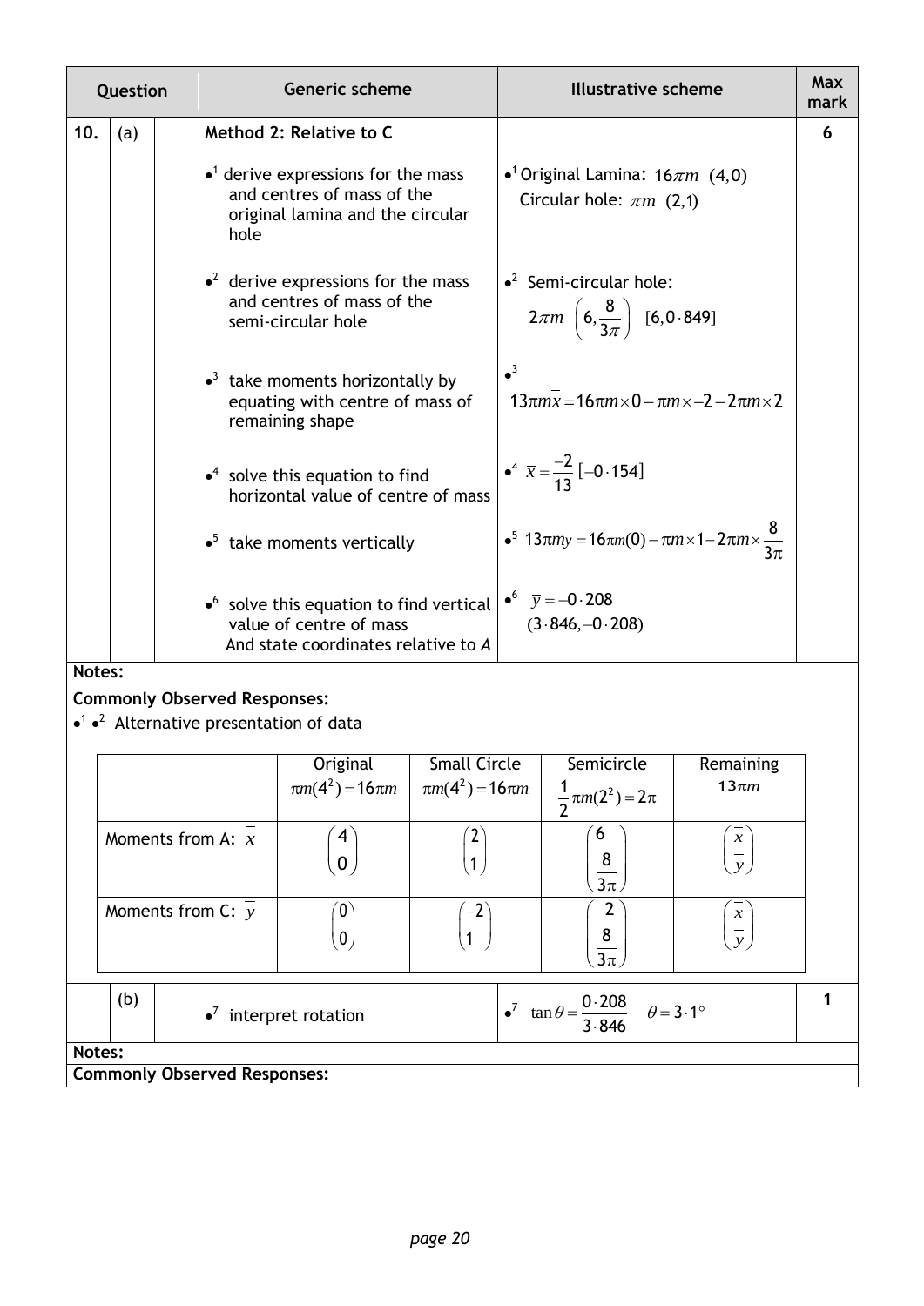| Question | | | Generic scheme | Illustrative scheme | Max mark |
|---|---|---|---|---|---|
| 10. | (a) | | **Method 2: Relative to C** | | 6 |
| | | | •[1] derive expressions for the mass and centres of mass of the original lamina and the circular hole | •[1] Original Lamina: $16\pi m$ $(4,0)$ Circular hole: $\pi m$ $(2,1)$ | |
| | | | •[2] derive expressions for the mass and centres of mass of the semi-circular hole | •[2] Semi-circular hole: $2\pi m$ $\left(6, \frac{8}{3\pi}\right)$ $[6, 0\cdot849]$ | |
| | | | •[3] take moments horizontally by equating with centre of mass of remaining shape | •[3] $13\pi m\bar{x} = 16\pi m \times 0 - \pi m \times -2 - 2\pi m \times 2$ | |
| | | | •[4] solve this equation to find horizontal value of centre of mass | •[4] $\bar{x} = \frac{-2}{13}$ $[-0\cdot154]$ | |
| | | | •[5] take moments vertically | •[5] $13\pi m\bar{y} = 16\pi m(0) - \pi m \times 1 - 2\pi m \times \frac{8}{3\pi}$ | |
| | | | •[6] solve this equation to find vertical value of centre of mass And state coordinates relative to *A* | •[6] $\bar{y} = -0\cdot208$ $(3\cdot846, -0\cdot208)$ | |

**Notes:**

**Commonly Observed Responses:**

•[1] •[2] Alternative presentation of data

| | Original $\pi m(4^2) = 16\pi m$ | Small Circle $\pi m(4^2) = 16\pi m$ | Semicircle $\frac{1}{2}\pi m(2^2) = 2\pi$ | Remaining $13\pi m$ |
|---|---|---|---|---|
| Moments from A: $\bar{x}$ | $\begin{pmatrix} 4 \\ 0 \end{pmatrix}$ | $\begin{pmatrix} 2 \\ 1 \end{pmatrix}$ | $\begin{pmatrix} 6 \\ \frac{8}{3\pi} \end{pmatrix}$ | $\begin{pmatrix} \bar{x} \\ \bar{y} \end{pmatrix}$ |
| Moments from C: $\bar{y}$ | $\begin{pmatrix} 0 \\ 0 \end{pmatrix}$ | $\begin{pmatrix} -2 \\ 1 \end{pmatrix}$ | $\begin{pmatrix} 2 \\ \frac{8}{3\pi} \end{pmatrix}$ | $\begin{pmatrix} \bar{x} \\ \bar{y} \end{pmatrix}$ |

| Question | | | Generic scheme | Illustrative scheme | Max mark |
|---|---|---|---|---|---|
| | (b) | | •[7] interpret rotation | •[7] $\tan\theta = \frac{0\cdot208}{3\cdot846}$ $\theta = 3\cdot1°$ | 1 |

**Notes:**

**Commonly Observed Responses:**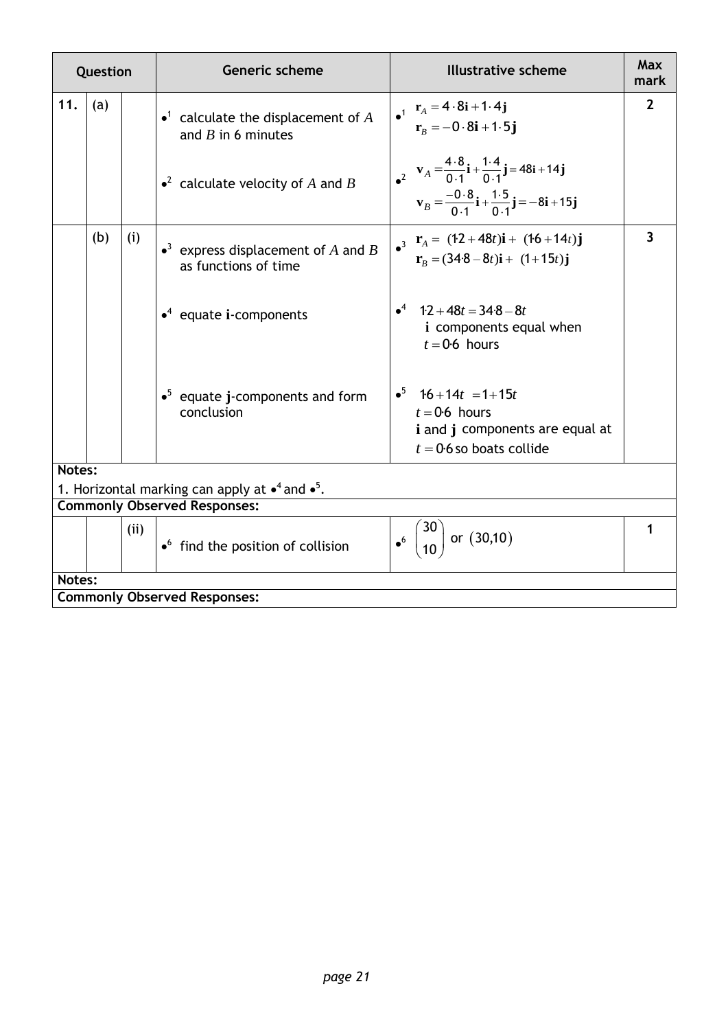| Question | | | Generic scheme | Illustrative scheme | Max mark |
|---|---|---|---|---|---|
| 11. | (a) | | •[1] calculate the displacement of $A$ and $B$ in 6 minutes | •[1] $\mathbf{r}_A = 4\cdot8\mathbf{i} + 1\cdot4\mathbf{j}$ <br> $\mathbf{r}_B = -0\cdot8\mathbf{i} + 1\cdot5\mathbf{j}$ | 2 |
| | | | •[2] calculate velocity of $A$ and $B$ | •[2] $\mathbf{v}_A = \frac{4\cdot8}{0\cdot1}\mathbf{i} + \frac{1\cdot4}{0\cdot1}\mathbf{j} = 48\mathbf{i} + 14\mathbf{j}$ <br> $\mathbf{v}_B = \frac{-0\cdot8}{0\cdot1}\mathbf{i} + \frac{1\cdot5}{0\cdot1}\mathbf{j} = -8\mathbf{i} + 15\mathbf{j}$ | |
| | (b) | (i) | •[3] express displacement of $A$ and $B$ as functions of time | •[3] $\mathbf{r}_A = (1\cdot2 + 48t)\mathbf{i} + (1\cdot6 + 14t)\mathbf{j}$ <br> $\mathbf{r}_B = (34\cdot8 - 8t)\mathbf{i} + (1 + 15t)\mathbf{j}$ | 3 |
| | | | •[4] equate $\mathbf{i}$-components | •[4] $1\cdot2 + 48t = 34\cdot8 - 8t$ <br> $\mathbf{i}$ components equal when $t = 0\cdot6$ hours | |
| | | | •[5] equate $\mathbf{j}$-components and form conclusion | •[5] $1\cdot6 + 14t = 1 + 15t$ <br> $t = 0\cdot6$ hours <br> $\mathbf{i}$ and $\mathbf{j}$ components are equal at $t = 0\cdot6$ so boats collide | |

**Notes:**

1. Horizontal marking can apply at •[4] and •[5].

**Commonly Observed Responses:**

| Question | | | Generic scheme | Illustrative scheme | Max mark |
|---|---|---|---|---|---|
| | | (ii) | •[6] find the position of collision | •[6] $\begin{pmatrix} 30 \\ 10 \end{pmatrix}$ or $(30,10)$ | 1 |

**Notes:**

**Commonly Observed Responses:**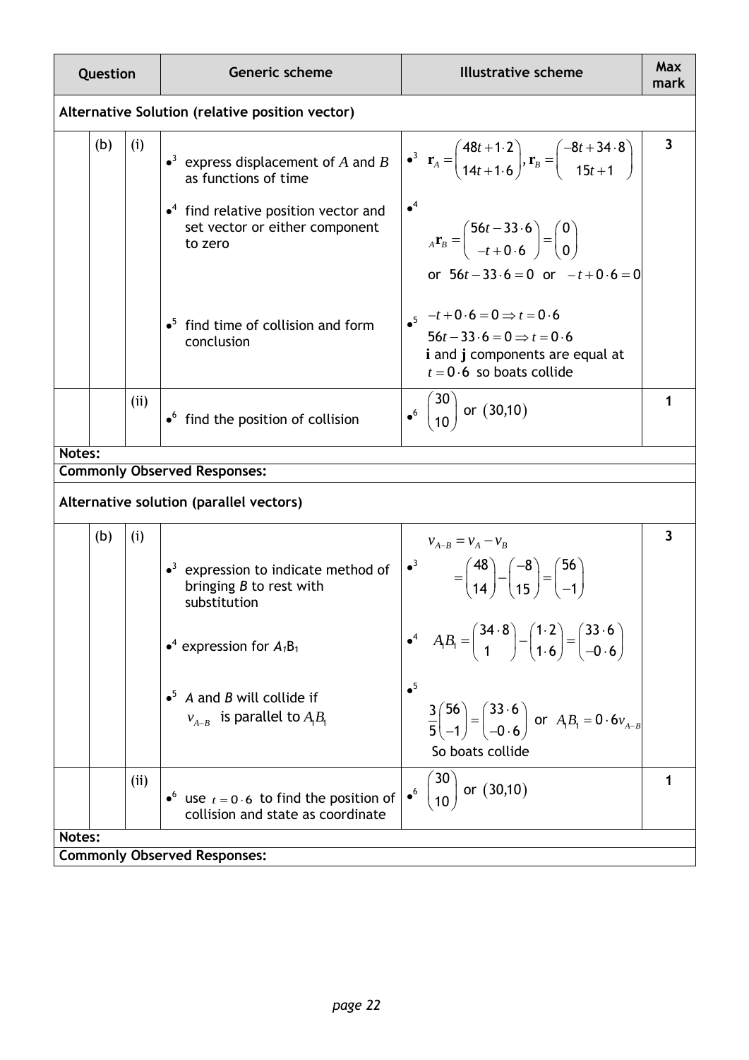| Question | | | Generic scheme | Illustrative scheme | Max mark |
|---|---|---|---|---|---|
| **Alternative Solution (relative position vector)** | | | | | |
| | (b) | (i) | •[3] express displacement of $A$ and $B$ as functions of time<br><br>•[4] find relative position vector and set vector or either component to zero<br><br>•[5] find time of collision and form conclusion | •[3] $\mathbf{r}_A = \begin{pmatrix} 48t + 1\cdot2 \\ 14t + 1\cdot6 \end{pmatrix}, \mathbf{r}_B = \begin{pmatrix} -8t + 34\cdot8 \\ 15t + 1 \end{pmatrix}$<br><br>•[4] ${}_A\mathbf{r}_B = \begin{pmatrix} 56t - 33\cdot6 \\ -t + 0\cdot6 \end{pmatrix} = \begin{pmatrix} 0 \\ 0 \end{pmatrix}$<br>or $56t - 33\cdot6 = 0$ or $-t + 0\cdot6 = 0$<br><br>•[5] $-t + 0\cdot6 = 0 \Rightarrow t = 0\cdot6$<br>$56t - 33\cdot6 = 0 \Rightarrow t = 0\cdot6$<br>$\mathbf{i}$ and $\mathbf{j}$ components are equal at $t = 0\cdot6$ so boats collide | 3 |
| | | (ii) | •[6] find the position of collision | •[6] $\begin{pmatrix} 30 \\ 10 \end{pmatrix}$ or $(30,10)$ | 1 |
| **Notes:** | | | | | |
| **Commonly Observed Responses:** | | | | | |
| **Alternative solution (parallel vectors)** | | | | | |
| | (b) | (i) | •[3] expression to indicate method of bringing *B* to rest with substitution<br><br>•[4] expression for $A_1B_1$<br><br>•[5] *A* and *B* will collide if $v_{A-B}$ is parallel to $A_1B_1$ | $v_{A-B} = v_A - v_B$<br>•[3] $= \begin{pmatrix} 48 \\ 14 \end{pmatrix} - \begin{pmatrix} -8 \\ 15 \end{pmatrix} = \begin{pmatrix} 56 \\ -1 \end{pmatrix}$<br><br>•[4] $A_1B_1 = \begin{pmatrix} 34\cdot8 \\ 1 \end{pmatrix} - \begin{pmatrix} 1\cdot2 \\ 1\cdot6 \end{pmatrix} = \begin{pmatrix} 33\cdot6 \\ -0\cdot6 \end{pmatrix}$<br><br>•[5] $\frac{3}{5}\begin{pmatrix} 56 \\ -1 \end{pmatrix} = \begin{pmatrix} 33\cdot6 \\ -0\cdot6 \end{pmatrix}$ or $A_1B_1 = 0\cdot6v_{A-B}$<br>So boats collide | 3 |
| | | (ii) | •[6] use $t = 0\cdot6$ to find the position of collision and state as coordinate | •[6] $\begin{pmatrix} 30 \\ 10 \end{pmatrix}$ or $(30,10)$ | 1 |
| **Notes:** | | | | | |
| **Commonly Observed Responses:** | | | | | |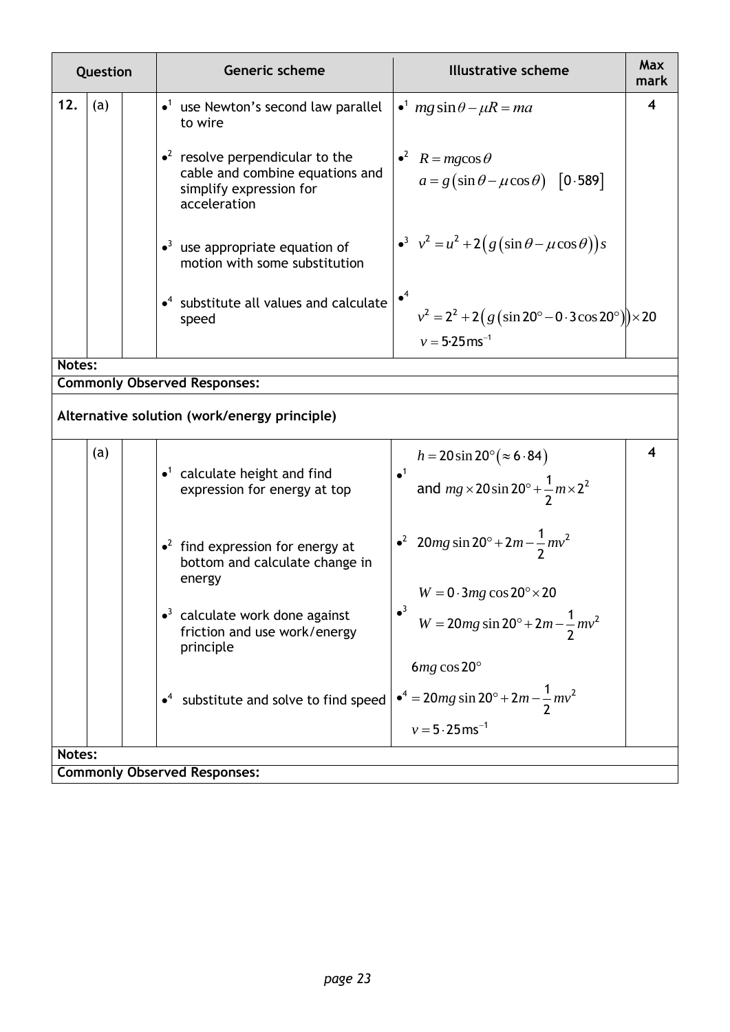| Question | | | Generic scheme | Illustrative scheme | Max mark |
|---|---|---|---|---|---|
| 12. | (a) | | •[1] use Newton's second law parallel to wire | •[1] $mg\sin\theta - \mu R = ma$ | 4 |
| | | | •[2] resolve perpendicular to the cable and combine equations and simplify expression for acceleration | •[2] $R = mg\cos\theta$ <br> $a = g\left(\sin\theta - \mu\cos\theta\right)$ $[0{\cdot}589]$ | |
| | | | •[3] use appropriate equation of motion with some substitution | •[3] $v^2 = u^2 + 2\left(g\left(\sin\theta - \mu\cos\theta\right)\right)s$ | |
| | | | •[4] substitute all values and calculate speed | •[4] $v^2 = 2^2 + 2\left(g\left(\sin 20° - 0{\cdot}3\cos 20°\right)\right) \times 20$ <br> $v = 5{\cdot}25\,\text{ms}^{-1}$ | |

**Notes:**

**Commonly Observed Responses:**

**Alternative solution (work/energy principle)**

| Question | | | Generic scheme | Illustrative scheme | Max mark |
|---|---|---|---|---|---|
| | (a) | | •[1] calculate height and find expression for energy at top | •[1] $h = 20\sin 20° (\approx 6{\cdot}84)$ <br> and $mg \times 20\sin 20° + \frac{1}{2}m \times 2^2$ | 4 |
| | | | •[2] find expression for energy at bottom and calculate change in energy | •[2] $20mg\sin 20° + 2m - \frac{1}{2}mv^2$ | |
| | | | •[3] calculate work done against friction and use work/energy principle | •[3] $W = 0{\cdot}3mg\cos 20° \times 20$ <br> $W = 20mg\sin 20° + 2m - \frac{1}{2}mv^2$ | |
| | | | •[4] substitute and solve to find speed | $6mg\cos 20°$ <br> •[4] $= 20mg\sin 20° + 2m - \frac{1}{2}mv^2$ <br> $v = 5{\cdot}25\,\text{ms}^{-1}$ | |

**Notes:**

**Commonly Observed Responses:**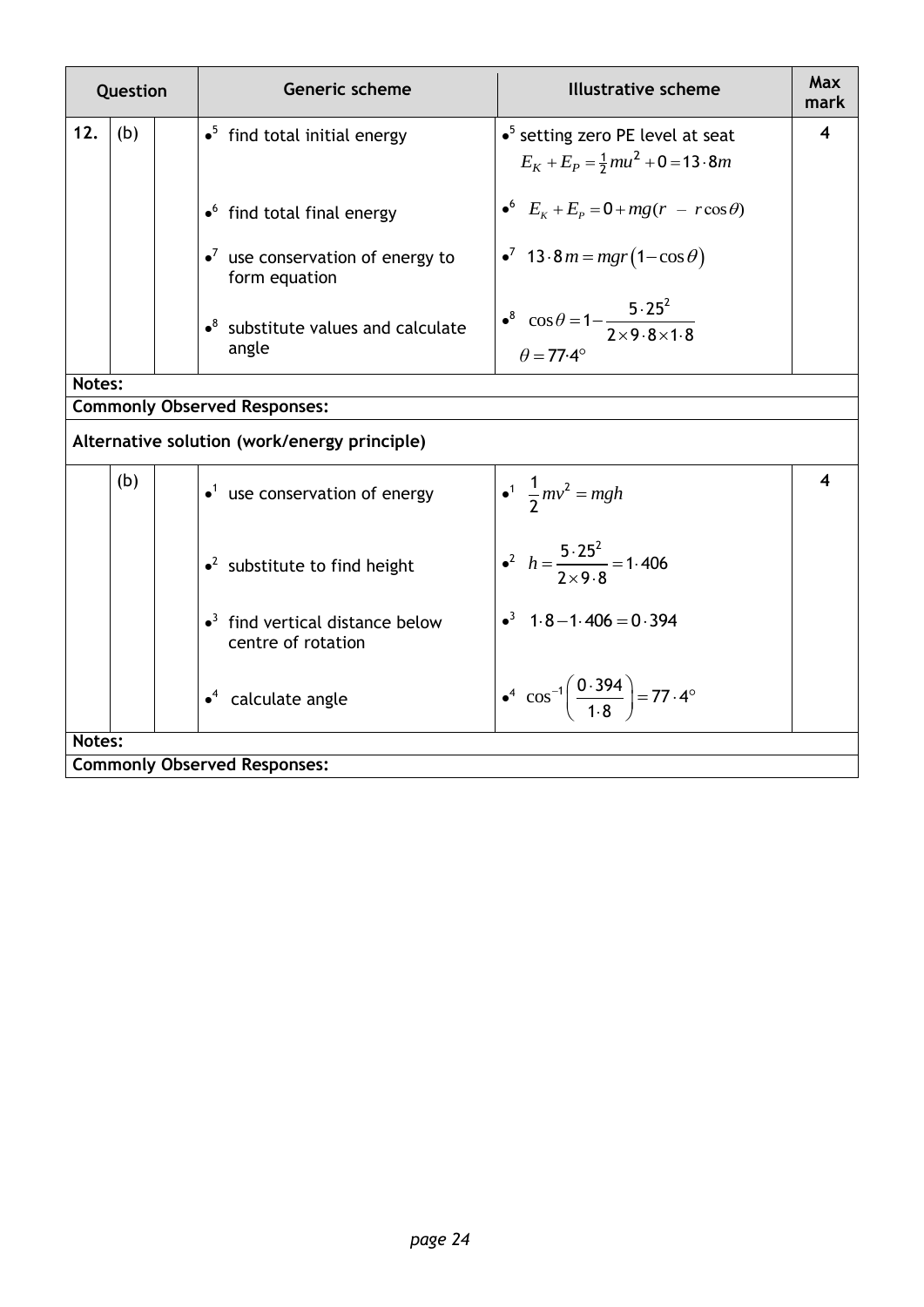| Question | | | Generic scheme | Illustrative scheme | Max mark |
|---|---|---|---|---|---|
| 12. | (b) | | •5 find total initial energy | •5 setting zero PE level at seat $E_K + E_P = \frac{1}{2}mu^2 + 0 = 13 \cdot 8m$ | 4 |
| | | | •6 find total final energy | •6 $E_K + E_P = 0 + mg(r - r\cos\theta)$ | |
| | | | •7 use conservation of energy to form equation | •7 $13 \cdot 8m = mgr(1 - \cos\theta)$ | |
| | | | •8 substitute values and calculate angle | •8 $\cos\theta = 1 - \frac{5 \cdot 25^2}{2 \times 9 \cdot 8 \times 1 \cdot 8}$ $\theta = 77 \cdot 4°$ | |

**Notes:**

**Commonly Observed Responses:**

**Alternative solution (work/energy principle)**

| Question | | | Generic scheme | Illustrative scheme | Max mark |
|---|---|---|---|---|---|
| | (b) | | •1 use conservation of energy | •1 $\frac{1}{2}mv^2 = mgh$ | 4 |
| | | | •2 substitute to find height | •2 $h = \frac{5 \cdot 25^2}{2 \times 9 \cdot 8} = 1 \cdot 406$ | |
| | | | •3 find vertical distance below centre of rotation | •3 $1 \cdot 8 - 1 \cdot 406 = 0 \cdot 394$ | |
| | | | •4 calculate angle | •4 $\cos^{-1}\left(\frac{0 \cdot 394}{1 \cdot 8}\right) = 77 \cdot 4°$ | |

**Notes:**

**Commonly Observed Responses:**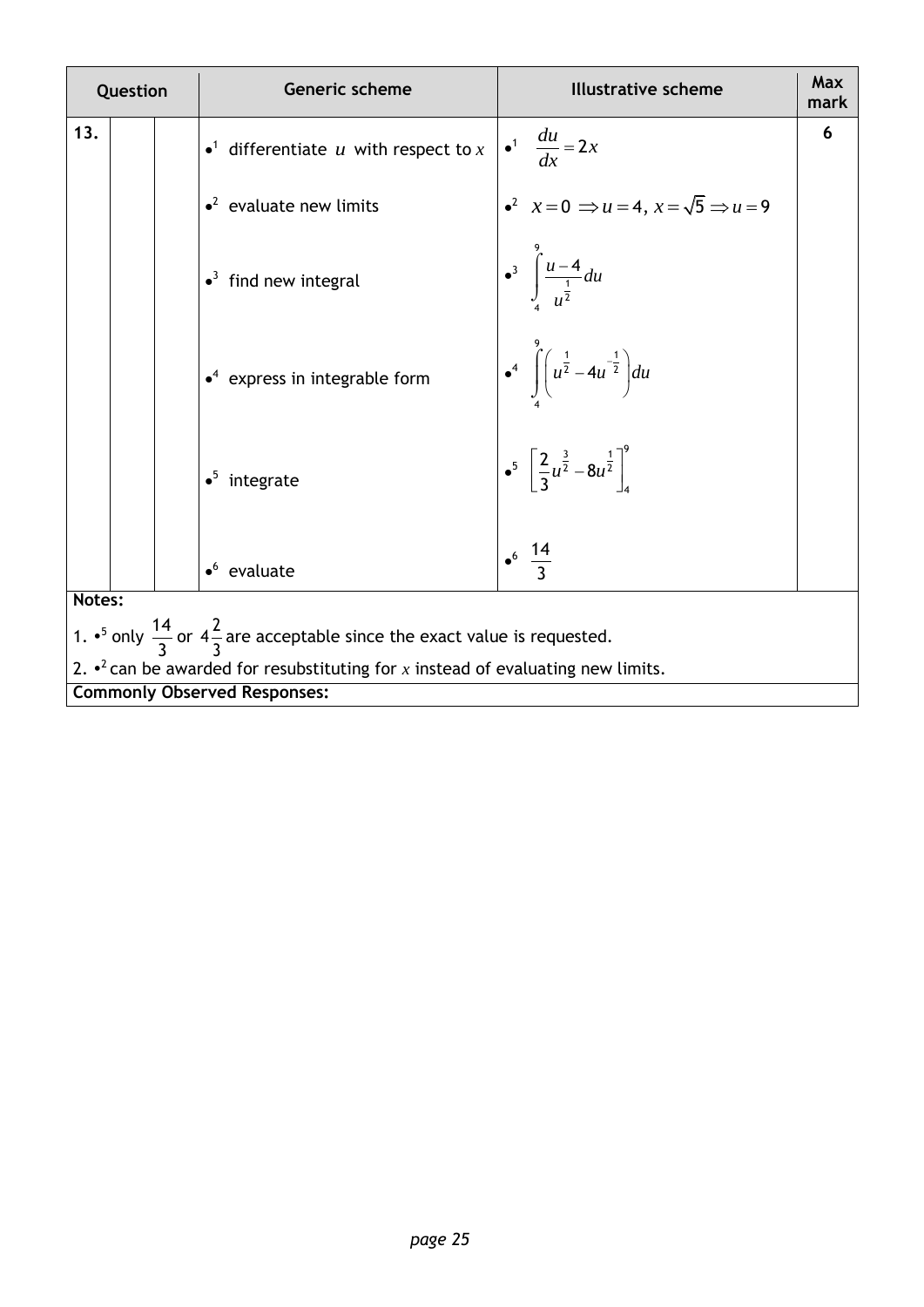| Question | | | Generic scheme | Illustrative scheme | Max mark |
|---|---|---|---|---|---|
| 13. | | | •[1] differentiate $u$ with respect to $x$ | •[1] $\frac{du}{dx} = 2x$ | 6 |
| | | | •[2] evaluate new limits | •[2] $x = 0 \Rightarrow u = 4,\ x = \sqrt{5} \Rightarrow u = 9$ | |
| | | | •[3] find new integral | •[3] $\int_4^9 \frac{u-4}{u^{\frac{1}{2}}} du$ | |
| | | | •[4] express in integrable form | •[4] $\int_4^9 \left( u^{\frac{1}{2}} - 4u^{-\frac{1}{2}} \right) du$ | |
| | | | •[5] integrate | •[5] $\left[ \frac{2}{3} u^{\frac{3}{2}} - 8u^{\frac{1}{2}} \right]_4^9$ | |
| | | | •[6] evaluate | •[6] $\frac{14}{3}$ | |

**Notes:**

1. •[5] only $\frac{14}{3}$ or $4\frac{2}{3}$ are acceptable since the exact value is requested.
2. •[2] can be awarded for resubstituting for $x$ instead of evaluating new limits.

**Commonly Observed Responses:**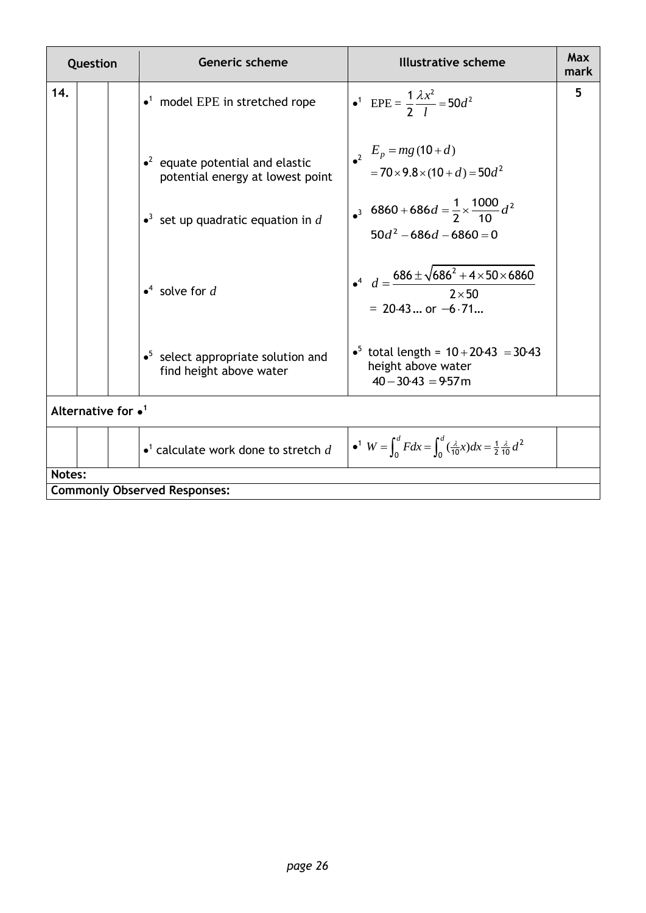| Question | | | Generic scheme | Illustrative scheme | Max mark |
|---|---|---|---|---|---|
| 14. | | | •1 model EPE in stretched rope | •1 EPE = $\frac{1}{2}\frac{\lambda x^2}{l} = 50d^2$ | 5 |
| | | | •2 equate potential and elastic potential energy at lowest point | •2 $E_p = mg(10+d)$ <br> $= 70 \times 9.8 \times (10+d) = 50d^2$ | |
| | | | •3 set up quadratic equation in $d$ | •3 $6860 + 686d = \frac{1}{2} \times \frac{1000}{10} d^2$ <br> $50d^2 - 686d - 6860 = 0$ | |
| | | | •4 solve for $d$ | •4 $d = \frac{686 \pm \sqrt{686^2 + 4 \times 50 \times 6860}}{2 \times 50}$ <br> $= 20{\cdot}43\ldots$ or $-6{\cdot}71\ldots$ | |
| | | | •5 select appropriate solution and find height above water | •5 total length = $10 + 20{\cdot}43 = 30{\cdot}43$ <br> height above water <br> $40 - 30{\cdot}43 = 9{\cdot}57\,\text{m}$ | |
| **Alternative for •1** | | | | | |
| | | | •1 calculate work done to stretch $d$ | •1 $W = \int_0^d F dx = \int_0^d (\frac{\lambda}{10}x) dx = \frac{1}{2}\frac{\lambda}{10}d^2$ | |

**Notes:**

**Commonly Observed Responses:**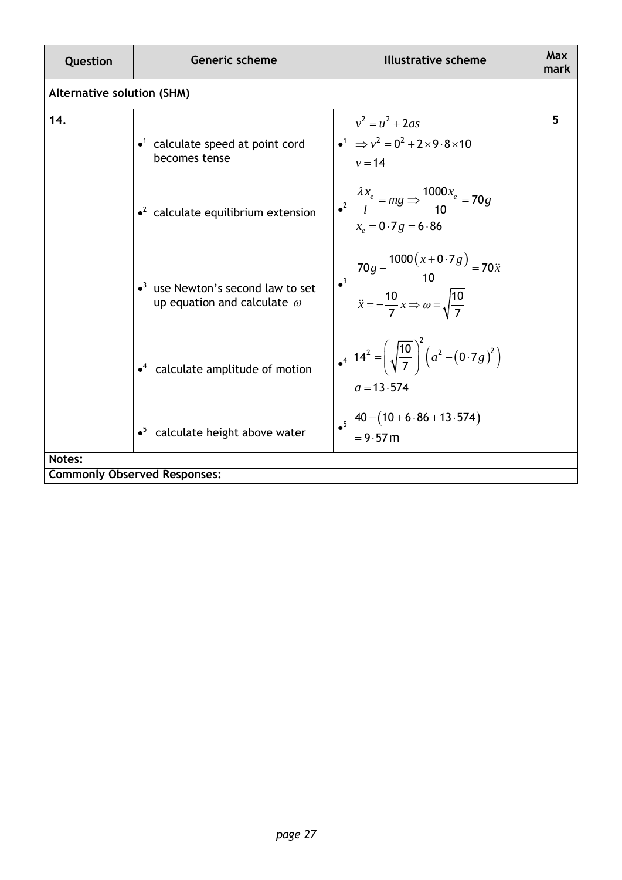| Question | | | Generic scheme | Illustrative scheme | Max mark |
|---|---|---|---|---|---|
| **Alternative solution (SHM)** | | | | | |
| **14.** | | | •[1] calculate speed at point cord becomes tense | •[1] $v^2 = u^2 + 2as$ $\Rightarrow v^2 = 0^2 + 2 \times 9 \cdot 8 \times 10$ $v = 14$ | **5** |
| | | | •[2] calculate equilibrium extension | •[2] $\frac{\lambda x_e}{l} = mg \Rightarrow \frac{1000 x_e}{10} = 70g$ $x_e = 0 \cdot 7g = 6 \cdot 86$ | |
| | | | •[3] use Newton's second law to set up equation and calculate $\omega$ | •[3] $70g - \frac{1000(x + 0 \cdot 7g)}{10} = 70\ddot{x}$ $\ddot{x} = -\frac{10}{7}x \Rightarrow \omega = \sqrt{\frac{10}{7}}$ | |
| | | | •[4] calculate amplitude of motion | •[4] $14^2 = \left(\sqrt{\frac{10}{7}}\right)^2 \left(a^2 - (0 \cdot 7g)^2\right)$ $a = 13 \cdot 574$ | |
| | | | •[5] calculate height above water | •[5] $40 - (10 + 6 \cdot 86 + 13 \cdot 574)$ $= 9 \cdot 57\text{m}$ | |

**Notes:**

**Commonly Observed Responses:**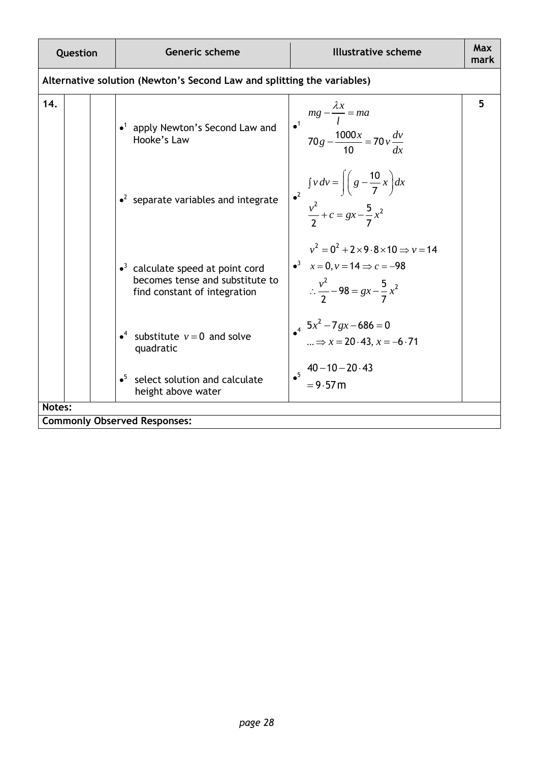| Question | | | Generic scheme | Illustrative scheme | Max mark |
|---|---|---|---|---|---|
| **Alternative solution (Newton's Second Law and splitting the variables)** | | | | | |
| **14.** | | | $\bullet^1$ apply Newton's Second Law and Hooke's Law | $\bullet^1$ $mg - \frac{\lambda x}{l} = ma$ <br> $70g - \frac{1000x}{10} = 70v\frac{dv}{dx}$ | **5** |
| | | | $\bullet^2$ separate variables and integrate | $\bullet^2$ $\int v\,dv = \int\left(g - \frac{10}{7}x\right)dx$ <br> $\frac{v^2}{2} + c = gx - \frac{5}{7}x^2$ | |
| | | | $\bullet^3$ calculate speed at point cord becomes tense and substitute to find constant of integration | $\bullet^3$ $v^2 = 0^2 + 2\times 9\cdot 8\times 10 \Rightarrow v = 14$ <br> $x = 0, v = 14 \Rightarrow c = -98$ <br> $\therefore \frac{v^2}{2} - 98 = gx - \frac{5}{7}x^2$ | |
| | | | $\bullet^4$ substitute $v = 0$ and solve quadratic | $\bullet^4$ $5x^2 - 7gx - 686 = 0$ <br> $\ldots \Rightarrow x = 20\cdot 43,\ x = -6\cdot 71$ | |
| | | | $\bullet^5$ select solution and calculate height above water | $\bullet^5$ $40 - 10 - 20\cdot 43$ <br> $= 9\cdot 57\text{ m}$ | |

**Notes:**

**Commonly Observed Responses:**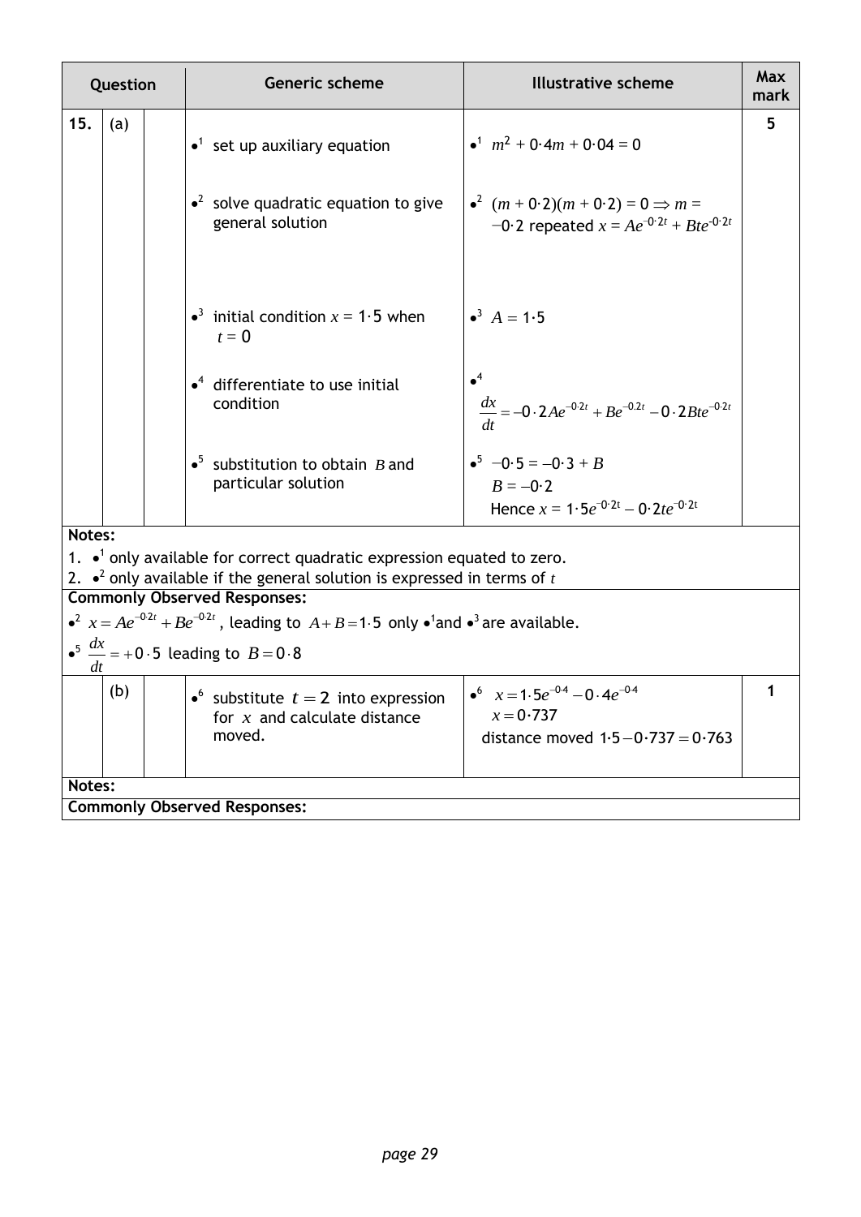| Question | | | Generic scheme | Illustrative scheme | Max mark |
|---|---|---|---|---|---|
| 15. | (a) | | •[1] set up auxiliary equation | •[1] $m^2 + 0{\cdot}4m + 0{\cdot}04 = 0$ | 5 |
| | | | •[2] solve quadratic equation to give general solution | •[2] $(m + 0{\cdot}2)(m + 0{\cdot}2) = 0 \Rightarrow m = -0{\cdot}2$ repeated $x = Ae^{-0{\cdot}2t} + Bte^{-0{\cdot}2t}$ | |
| | | | •[3] initial condition $x = 1{\cdot}5$ when $t = 0$ | •[3] $A = 1{\cdot}5$ | |
| | | | •[4] differentiate to use initial condition | •[4] $\frac{dx}{dt} = -0 \cdot 2Ae^{-0.2t} + Be^{-0.2t} - 0 \cdot 2Bte^{-0.2t}$ | |
| | | | •[5] substitution to obtain $B$ and particular solution | •[5] $-0{\cdot}5 = -0{\cdot}3 + B$ <br> $B = -0{\cdot}2$ <br> Hence $x = 1{\cdot}5e^{-0{\cdot}2t} - 0{\cdot}2te^{-0{\cdot}2t}$ | |

**Notes:**

1. •[1] only available for correct quadratic expression equated to zero.
2. •[2] only available if the general solution is expressed in terms of $t$

**Commonly Observed Responses:**

•[2] $x = Ae^{-0.2t} + Be^{-0.2t}$, leading to $A + B = 1{\cdot}5$ only •[1] and •[3] are available.

•[5] $\frac{dx}{dt} = +0 \cdot 5$ leading to $B = 0 \cdot 8$

| Question | | | Generic scheme | Illustrative scheme | Max mark |
|---|---|---|---|---|---|
| | (b) | | •[6] substitute $t = 2$ into expression for $x$ and calculate distance moved. | •[6] $x = 1 \cdot 5e^{-0.4} - 0 \cdot 4e^{-0.4}$ <br> $x = 0{\cdot}737$ <br> distance moved $1{\cdot}5 - 0{\cdot}737 = 0{\cdot}763$ | 1 |

**Notes:**

**Commonly Observed Responses:**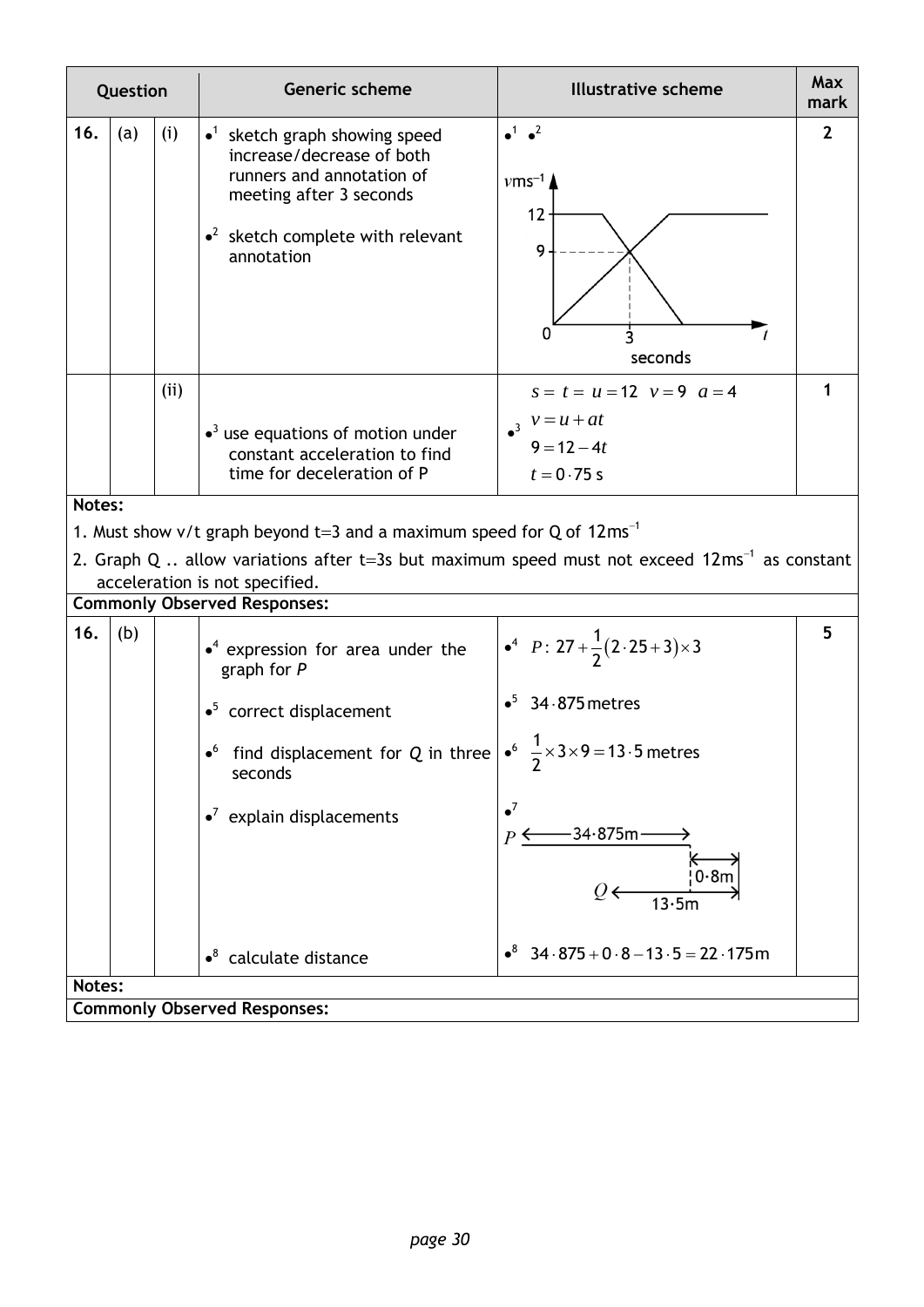| Question | | | Generic scheme | Illustrative scheme | Max mark |
|---|---|---|---|---|---|
| 16. | (a) | (i) | •[1] sketch graph showing speed increase/decrease of both runners and annotation of meeting after 3 seconds<br><br>•[2] sketch complete with relevant annotation | •[1] •[2]<br><br>(graph: $v$ ms$^{-1}$ against $t$ seconds; 12, 9, 0, 3) | 2 |
| | | (ii) | •[3] use equations of motion under constant acceleration to find time for deceleration of P | $s = \quad t = \quad u = 12 \quad v = 9 \quad a = 4$<br>•[3] $v = u + at$<br>$9 = 12 - 4t$<br>$t = 0 \cdot 75$ s | 1 |

**Notes:**

1. Must show v/t graph beyond t=3 and a maximum speed for Q of 12ms$^{-1}$
2. Graph Q .. allow variations after t=3s but maximum speed must not exceed 12ms$^{-1}$ as constant acceleration is not specified.

**Commonly Observed Responses:**

| Question | | | Generic scheme | Illustrative scheme | Max mark |
|---|---|---|---|---|---|
| 16. | (b) | | •[4] expression for area under the graph for *P* | •[4] $P: 27 + \frac{1}{2}(2 \cdot 25 + 3) \times 3$ | 5 |
| | | | •[5] correct displacement | •[5] $34 \cdot 875$ metres | |
| | | | •[6] find displacement for *Q* in three seconds | •[6] $\frac{1}{2} \times 3 \times 9 = 13 \cdot 5$ metres | |
| | | | •[7] explain displacements | •[7]<br>$P$ ⟵ 34·875m ⟶<br>0·8m<br>$Q$ ⟵ 13·5m ⟶ | |
| | | | •[8] calculate distance | •[8] $34 \cdot 875 + 0 \cdot 8 - 13 \cdot 5 = 22 \cdot 175$m | |

**Notes:**

**Commonly Observed Responses:**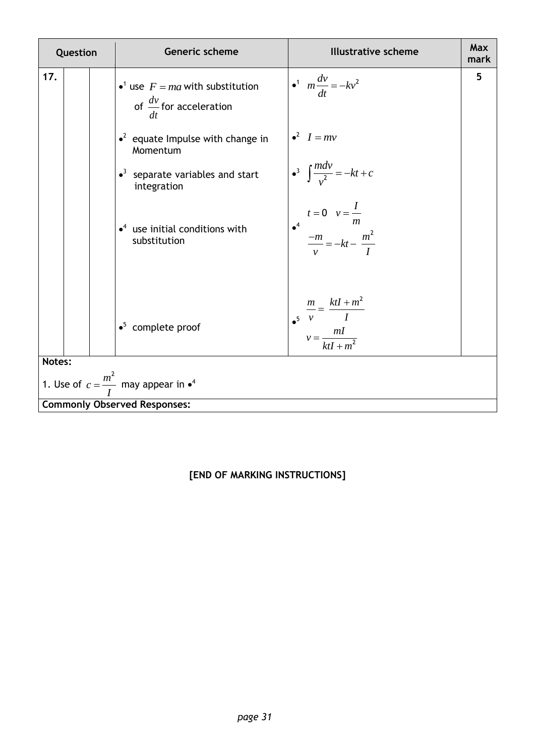| Question | | | Generic scheme | Illustrative scheme | Max mark |
|---|---|---|---|---|---|
| 17. | | | •[1] use $F = ma$ with substitution of $\frac{dv}{dt}$ for acceleration | •[1] $m\frac{dv}{dt} = -kv^2$ | 5 |
| | | | •[2] equate Impulse with change in Momentum | •[2] $I = mv$ | |
| | | | •[3] separate variables and start integration | •[3] $\int \frac{mdv}{v^2} = -kt + c$ | |
| | | | •[4] use initial conditions with substitution | •[4] $t = 0 \quad v = \frac{I}{m}$ <br> $\frac{-m}{v} = -kt - \frac{m^2}{I}$ | |
| | | | •[5] complete proof | •[5] $\frac{m}{v} = \frac{ktI + m^2}{I}$ <br> $v = \frac{mI}{ktI + m^2}$ | |

**Notes:**

1. Use of $c = \frac{m^2}{I}$ may appear in •[4]

**Commonly Observed Responses:**

**[END OF MARKING INSTRUCTIONS]**